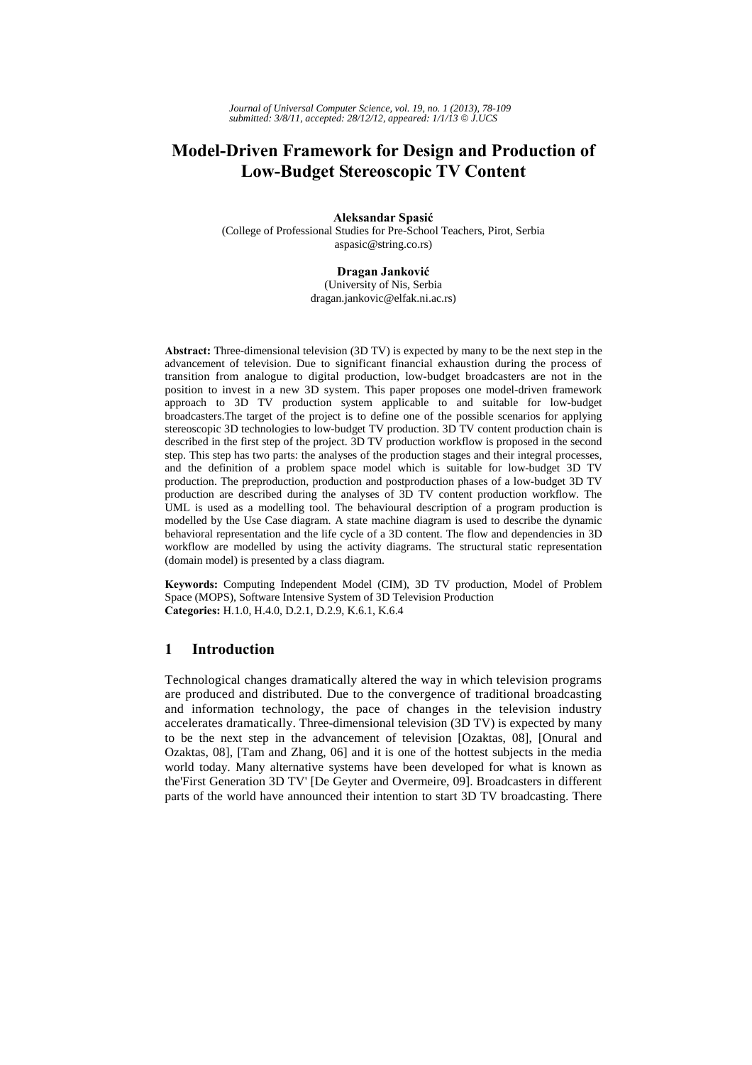# Model-Driven Framework for Design and Production of Low-Budget Stereoscopic TV Content

**Aleksandar Spasić**
(College of Professional Studies for Pre-School Teachers, Pirot, Serbia
aspasic@string.co.rs)

**Dragan Janković**
(University of Nis, Serbia
dragan.jankovic@elfak.ni.ac.rs)

**Abstract:** Three-dimensional television (3D TV) is expected by many to be the next step in the advancement of television. Due to significant financial exhaustion during the process of transition from analogue to digital production, low-budget broadcasters are not in the position to invest in a new 3D system. This paper proposes one model-driven framework approach to 3D TV production system applicable to and suitable for low-budget broadcasters.The target of the project is to define one of the possible scenarios for applying stereoscopic 3D technologies to low-budget TV production. 3D TV content production chain is described in the first step of the project. 3D TV production workflow is proposed in the second step. This step has two parts: the analyses of the production stages and their integral processes, and the definition of a problem space model which is suitable for low-budget 3D TV production. The preproduction, production and postproduction phases of a low-budget 3D TV production are described during the analyses of 3D TV content production workflow. The UML is used as a modelling tool. The behavioural description of a program production is modelled by the Use Case diagram. A state machine diagram is used to describe the dynamic behavioral representation and the life cycle of a 3D content. The flow and dependencies in 3D workflow are modelled by using the activity diagrams. The structural static representation (domain model) is presented by a class diagram.

**Keywords:** Computing Independent Model (CIM), 3D TV production, Model of Problem Space (MOPS), Software Intensive System of 3D Television Production
**Categories:** H.1.0, H.4.0, D.2.1, D.2.9, K.6.1, K.6.4

## 1 Introduction

Technological changes dramatically altered the way in which television programs are produced and distributed. Due to the convergence of traditional broadcasting and information technology, the pace of changes in the television industry accelerates dramatically. Three-dimensional television (3D TV) is expected by many to be the next step in the advancement of television [Ozaktas, 08], [Onural and Ozaktas, 08], [Tam and Zhang, 06] and it is one of the hottest subjects in the media world today. Many alternative systems have been developed for what is known as the'First Generation 3D TV' [De Geyter and Overmeire, 09]. Broadcasters in different parts of the world have announced their intention to start 3D TV broadcasting. There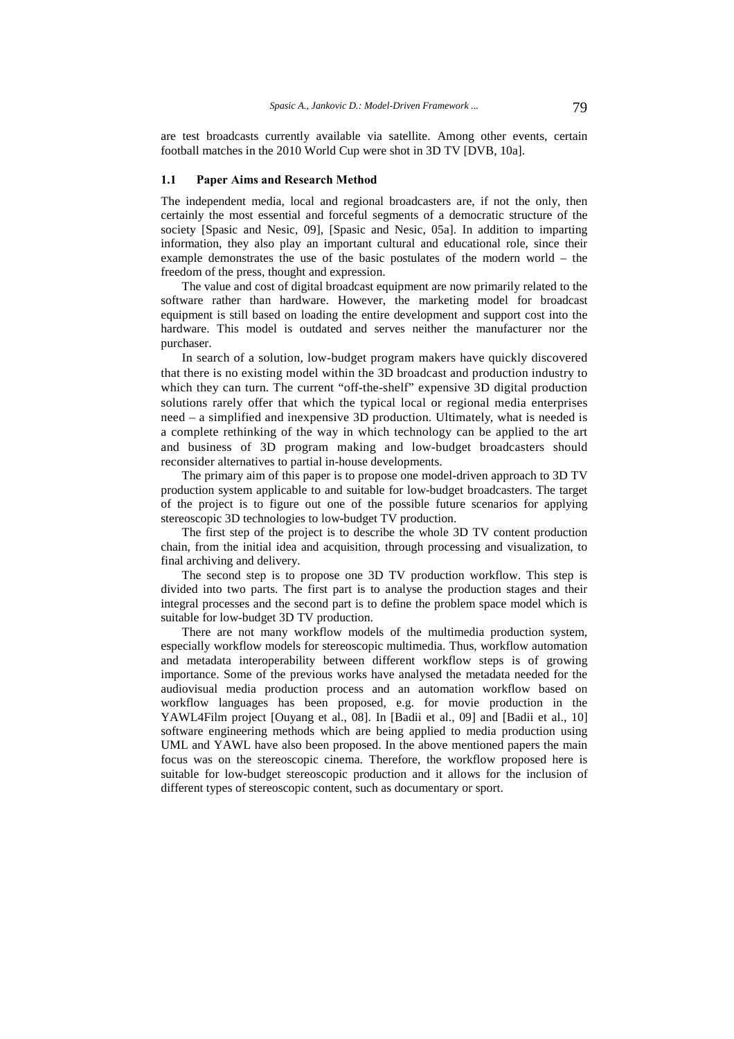are test broadcasts currently available via satellite. Among other events, certain football matches in the 2010 World Cup were shot in 3D TV [DVB, 10a].

### 1.1 Paper Aims and Research Method

The independent media, local and regional broadcasters are, if not the only, then certainly the most essential and forceful segments of a democratic structure of the society [Spasic and Nesic, 09], [Spasic and Nesic, 05a]. In addition to imparting information, they also play an important cultural and educational role, since their example demonstrates the use of the basic postulates of the modern world – the freedom of the press, thought and expression.

The value and cost of digital broadcast equipment are now primarily related to the software rather than hardware. However, the marketing model for broadcast equipment is still based on loading the entire development and support cost into the hardware. This model is outdated and serves neither the manufacturer nor the purchaser.

In search of a solution, low-budget program makers have quickly discovered that there is no existing model within the 3D broadcast and production industry to which they can turn. The current "off-the-shelf" expensive 3D digital production solutions rarely offer that which the typical local or regional media enterprises need – a simplified and inexpensive 3D production. Ultimately, what is needed is a complete rethinking of the way in which technology can be applied to the art and business of 3D program making and low-budget broadcasters should reconsider alternatives to partial in-house developments.

The primary aim of this paper is to propose one model-driven approach to 3D TV production system applicable to and suitable for low-budget broadcasters. The target of the project is to figure out one of the possible future scenarios for applying stereoscopic 3D technologies to low-budget TV production.

The first step of the project is to describe the whole 3D TV content production chain, from the initial idea and acquisition, through processing and visualization, to final archiving and delivery.

The second step is to propose one 3D TV production workflow. This step is divided into two parts. The first part is to analyse the production stages and their integral processes and the second part is to define the problem space model which is suitable for low-budget 3D TV production.

There are not many workflow models of the multimedia production system, especially workflow models for stereoscopic multimedia. Thus, workflow automation and metadata interoperability between different workflow steps is of growing importance. Some of the previous works have analysed the metadata needed for the audiovisual media production process and an automation workflow based on workflow languages has been proposed, e.g. for movie production in the YAWL4Film project [Ouyang et al., 08]. In [Badii et al., 09] and [Badii et al., 10] software engineering methods which are being applied to media production using UML and YAWL have also been proposed. In the above mentioned papers the main focus was on the stereoscopic cinema. Therefore, the workflow proposed here is suitable for low-budget stereoscopic production and it allows for the inclusion of different types of stereoscopic content, such as documentary or sport.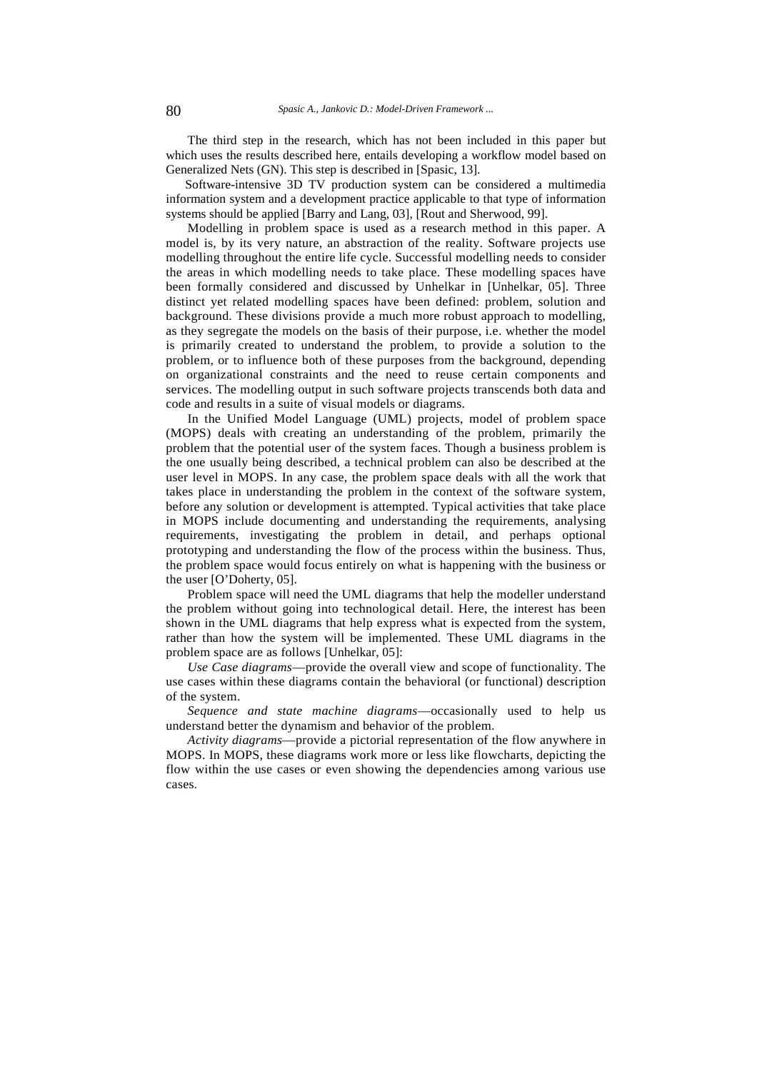The third step in the research, which has not been included in this paper but which uses the results described here, entails developing a workflow model based on Generalized Nets (GN). This step is described in [Spasic, 13].

Software-intensive 3D TV production system can be considered a multimedia information system and a development practice applicable to that type of information systems should be applied [Barry and Lang, 03], [Rout and Sherwood, 99].

Modelling in problem space is used as a research method in this paper. A model is, by its very nature, an abstraction of the reality. Software projects use modelling throughout the entire life cycle. Successful modelling needs to consider the areas in which modelling needs to take place. These modelling spaces have been formally considered and discussed by Unhelkar in [Unhelkar, 05]. Three distinct yet related modelling spaces have been defined: problem, solution and background. These divisions provide a much more robust approach to modelling, as they segregate the models on the basis of their purpose, i.e. whether the model is primarily created to understand the problem, to provide a solution to the problem, or to influence both of these purposes from the background, depending on organizational constraints and the need to reuse certain components and services. The modelling output in such software projects transcends both data and code and results in a suite of visual models or diagrams.

In the Unified Model Language (UML) projects, model of problem space (MOPS) deals with creating an understanding of the problem, primarily the problem that the potential user of the system faces. Though a business problem is the one usually being described, a technical problem can also be described at the user level in MOPS. In any case, the problem space deals with all the work that takes place in understanding the problem in the context of the software system, before any solution or development is attempted. Typical activities that take place in MOPS include documenting and understanding the requirements, analysing requirements, investigating the problem in detail, and perhaps optional prototyping and understanding the flow of the process within the business. Thus, the problem space would focus entirely on what is happening with the business or the user [O'Doherty, 05].

Problem space will need the UML diagrams that help the modeller understand the problem without going into technological detail. Here, the interest has been shown in the UML diagrams that help express what is expected from the system, rather than how the system will be implemented. These UML diagrams in the problem space are as follows [Unhelkar, 05]:

*Use Case diagrams*—provide the overall view and scope of functionality. The use cases within these diagrams contain the behavioral (or functional) description of the system.

*Sequence and state machine diagrams*—occasionally used to help us understand better the dynamism and behavior of the problem.

*Activity diagrams*—provide a pictorial representation of the flow anywhere in MOPS. In MOPS, these diagrams work more or less like flowcharts, depicting the flow within the use cases or even showing the dependencies among various use cases.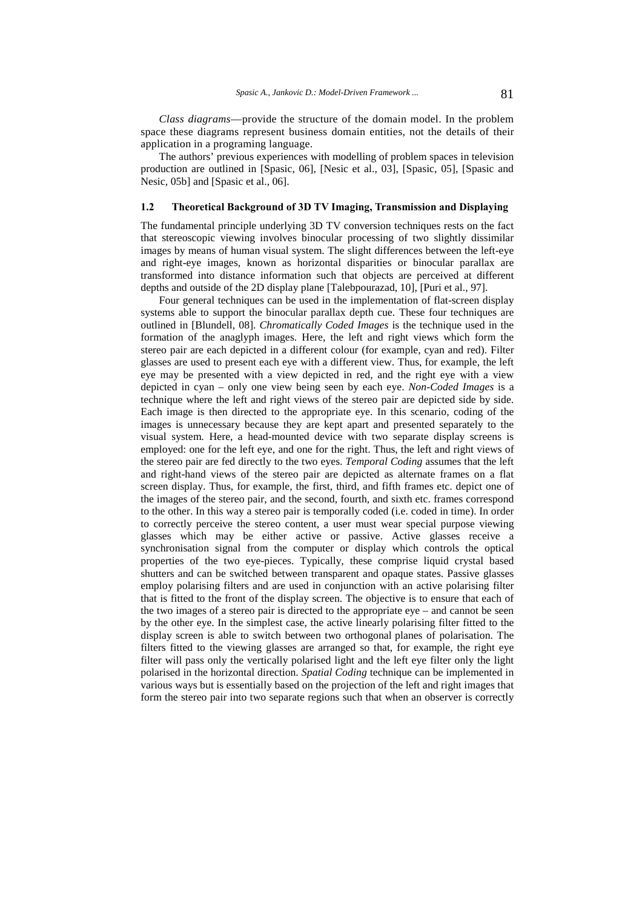*Class diagrams*—provide the structure of the domain model. In the problem space these diagrams represent business domain entities, not the details of their application in a programing language.

The authors' previous experiences with modelling of problem spaces in television production are outlined in [Spasic, 06], [Nesic et al., 03], [Spasic, 05], [Spasic and Nesic, 05b] and [Spasic et al., 06].

### 1.2 Theoretical Background of 3D TV Imaging, Transmission and Displaying

The fundamental principle underlying 3D TV conversion techniques rests on the fact that stereoscopic viewing involves binocular processing of two slightly dissimilar images by means of human visual system. The slight differences between the left-eye and right-eye images, known as horizontal disparities or binocular parallax are transformed into distance information such that objects are perceived at different depths and outside of the 2D display plane [Talebpourazad, 10], [Puri et al., 97].

Four general techniques can be used in the implementation of flat-screen display systems able to support the binocular parallax depth cue. These four techniques are outlined in [Blundell, 08]. *Chromatically Coded Images* is the technique used in the formation of the anaglyph images. Here, the left and right views which form the stereo pair are each depicted in a different colour (for example, cyan and red). Filter glasses are used to present each eye with a different view. Thus, for example, the left eye may be presented with a view depicted in red, and the right eye with a view depicted in cyan – only one view being seen by each eye. *Non-Coded Images* is a technique where the left and right views of the stereo pair are depicted side by side. Each image is then directed to the appropriate eye. In this scenario, coding of the images is unnecessary because they are kept apart and presented separately to the visual system. Here, a head-mounted device with two separate display screens is employed: one for the left eye, and one for the right. Thus, the left and right views of the stereo pair are fed directly to the two eyes. *Temporal Coding* assumes that the left and right-hand views of the stereo pair are depicted as alternate frames on a flat screen display. Thus, for example, the first, third, and fifth frames etc. depict one of the images of the stereo pair, and the second, fourth, and sixth etc. frames correspond to the other. In this way a stereo pair is temporally coded (i.e. coded in time). In order to correctly perceive the stereo content, a user must wear special purpose viewing glasses which may be either active or passive. Active glasses receive a synchronisation signal from the computer or display which controls the optical properties of the two eye-pieces. Typically, these comprise liquid crystal based shutters and can be switched between transparent and opaque states. Passive glasses employ polarising filters and are used in conjunction with an active polarising filter that is fitted to the front of the display screen. The objective is to ensure that each of the two images of a stereo pair is directed to the appropriate eye – and cannot be seen by the other eye. In the simplest case, the active linearly polarising filter fitted to the display screen is able to switch between two orthogonal planes of polarisation. The filters fitted to the viewing glasses are arranged so that, for example, the right eye filter will pass only the vertically polarised light and the left eye filter only the light polarised in the horizontal direction. *Spatial Coding* technique can be implemented in various ways but is essentially based on the projection of the left and right images that form the stereo pair into two separate regions such that when an observer is correctly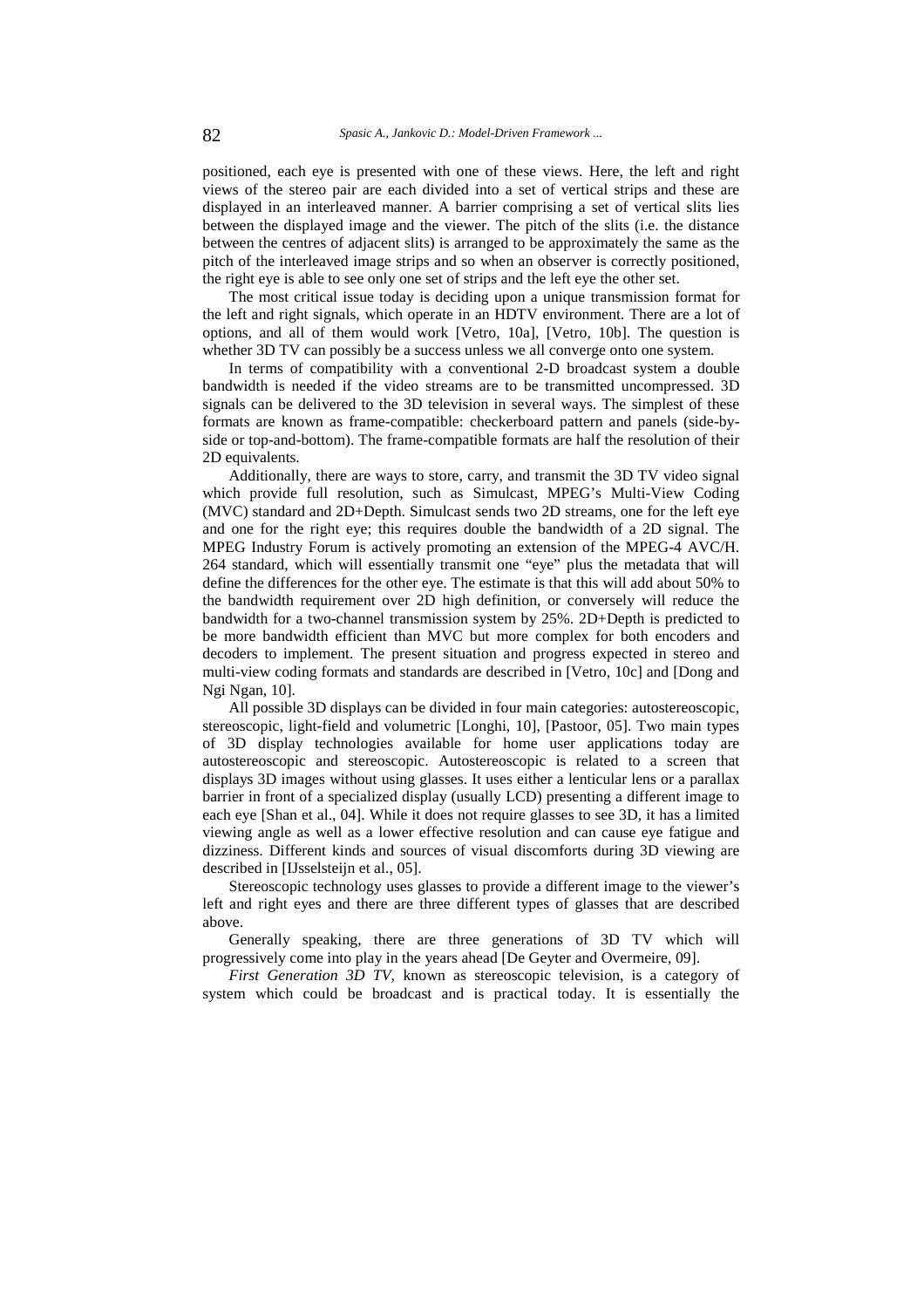positioned, each eye is presented with one of these views. Here, the left and right views of the stereo pair are each divided into a set of vertical strips and these are displayed in an interleaved manner. A barrier comprising a set of vertical slits lies between the displayed image and the viewer. The pitch of the slits (i.e. the distance between the centres of adjacent slits) is arranged to be approximately the same as the pitch of the interleaved image strips and so when an observer is correctly positioned, the right eye is able to see only one set of strips and the left eye the other set.

The most critical issue today is deciding upon a unique transmission format for the left and right signals, which operate in an HDTV environment. There are a lot of options, and all of them would work [Vetro, 10a], [Vetro, 10b]. The question is whether 3D TV can possibly be a success unless we all converge onto one system.

In terms of compatibility with a conventional 2-D broadcast system a double bandwidth is needed if the video streams are to be transmitted uncompressed. 3D signals can be delivered to the 3D television in several ways. The simplest of these formats are known as frame-compatible: checkerboard pattern and panels (side-by-side or top-and-bottom). The frame-compatible formats are half the resolution of their 2D equivalents.

Additionally, there are ways to store, carry, and transmit the 3D TV video signal which provide full resolution, such as Simulcast, MPEG's Multi-View Coding (MVC) standard and 2D+Depth. Simulcast sends two 2D streams, one for the left eye and one for the right eye; this requires double the bandwidth of a 2D signal. The MPEG Industry Forum is actively promoting an extension of the MPEG-4 AVC/H. 264 standard, which will essentially transmit one "eye" plus the metadata that will define the differences for the other eye. The estimate is that this will add about 50% to the bandwidth requirement over 2D high definition, or conversely will reduce the bandwidth for a two-channel transmission system by 25%. 2D+Depth is predicted to be more bandwidth efficient than MVC but more complex for both encoders and decoders to implement. The present situation and progress expected in stereo and multi-view coding formats and standards are described in [Vetro, 10c] and [Dong and Ngi Ngan, 10].

All possible 3D displays can be divided in four main categories: autostereoscopic, stereoscopic, light-field and volumetric [Longhi, 10], [Pastoor, 05]. Two main types of 3D display technologies available for home user applications today are autostereoscopic and stereoscopic. Autostereoscopic is related to a screen that displays 3D images without using glasses. It uses either a lenticular lens or a parallax barrier in front of a specialized display (usually LCD) presenting a different image to each eye [Shan et al., 04]. While it does not require glasses to see 3D, it has a limited viewing angle as well as a lower effective resolution and can cause eye fatigue and dizziness. Different kinds and sources of visual discomforts during 3D viewing are described in [IJsselsteijn et al., 05].

Stereoscopic technology uses glasses to provide a different image to the viewer's left and right eyes and there are three different types of glasses that are described above.

Generally speaking, there are three generations of 3D TV which will progressively come into play in the years ahead [De Geyter and Overmeire, 09].

*First Generation 3D TV*, known as stereoscopic television, is a category of system which could be broadcast and is practical today. It is essentially the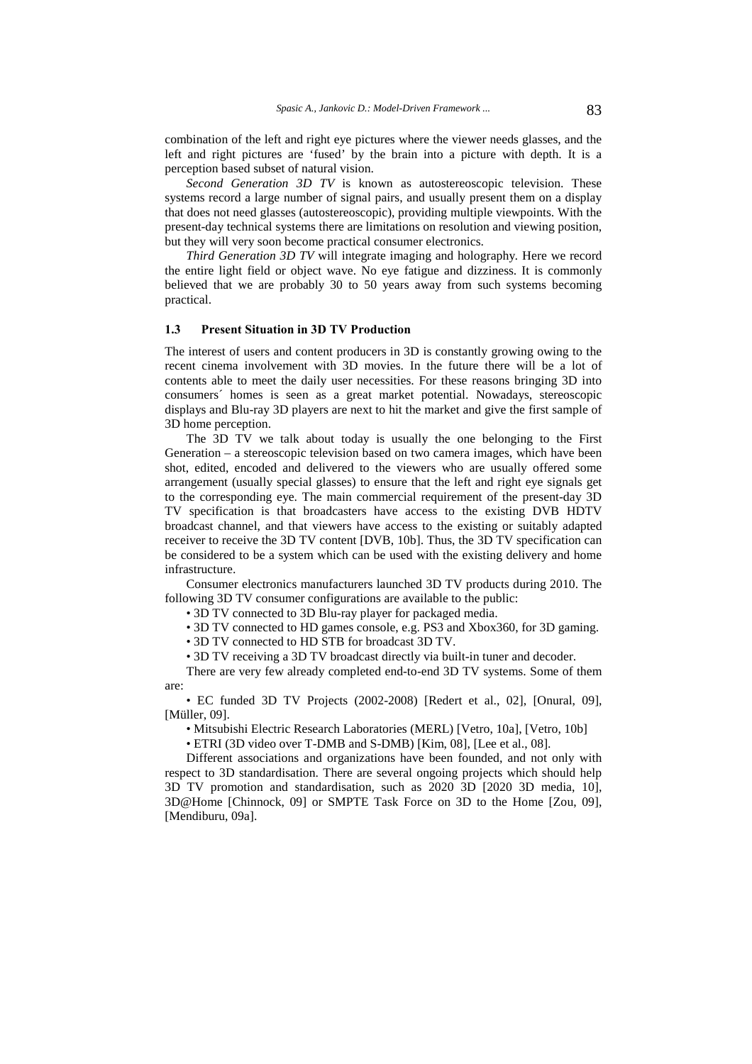combination of the left and right eye pictures where the viewer needs glasses, and the left and right pictures are 'fused' by the brain into a picture with depth. It is a perception based subset of natural vision.

*Second Generation 3D TV* is known as autostereoscopic television. These systems record a large number of signal pairs, and usually present them on a display that does not need glasses (autostereoscopic), providing multiple viewpoints. With the present-day technical systems there are limitations on resolution and viewing position, but they will very soon become practical consumer electronics.

*Third Generation 3D TV* will integrate imaging and holography. Here we record the entire light field or object wave. No eye fatigue and dizziness. It is commonly believed that we are probably 30 to 50 years away from such systems becoming practical.

### 1.3 Present Situation in 3D TV Production

The interest of users and content producers in 3D is constantly growing owing to the recent cinema involvement with 3D movies. In the future there will be a lot of contents able to meet the daily user necessities. For these reasons bringing 3D into consumers´ homes is seen as a great market potential. Nowadays, stereoscopic displays and Blu-ray 3D players are next to hit the market and give the first sample of 3D home perception.

The 3D TV we talk about today is usually the one belonging to the First Generation – a stereoscopic television based on two camera images, which have been shot, edited, encoded and delivered to the viewers who are usually offered some arrangement (usually special glasses) to ensure that the left and right eye signals get to the corresponding eye. The main commercial requirement of the present-day 3D TV specification is that broadcasters have access to the existing DVB HDTV broadcast channel, and that viewers have access to the existing or suitably adapted receiver to receive the 3D TV content [DVB, 10b]. Thus, the 3D TV specification can be considered to be a system which can be used with the existing delivery and home infrastructure.

Consumer electronics manufacturers launched 3D TV products during 2010. The following 3D TV consumer configurations are available to the public:

- 3D TV connected to 3D Blu-ray player for packaged media.
- 3D TV connected to HD games console, e.g. PS3 and Xbox360, for 3D gaming.
- 3D TV connected to HD STB for broadcast 3D TV.
- 3D TV receiving a 3D TV broadcast directly via built-in tuner and decoder.

There are very few already completed end-to-end 3D TV systems. Some of them are:

- EC funded 3D TV Projects (2002-2008) [Redert et al., 02], [Onural, 09], [Müller, 09].
- Mitsubishi Electric Research Laboratories (MERL) [Vetro, 10a], [Vetro, 10b]
- ETRI (3D video over T-DMB and S-DMB) [Kim, 08], [Lee et al., 08].

Different associations and organizations have been founded, and not only with respect to 3D standardisation. There are several ongoing projects which should help 3D TV promotion and standardisation, such as 2020 3D [2020 3D media, 10], 3D@Home [Chinnock, 09] or SMPTE Task Force on 3D to the Home [Zou, 09], [Mendiburu, 09a].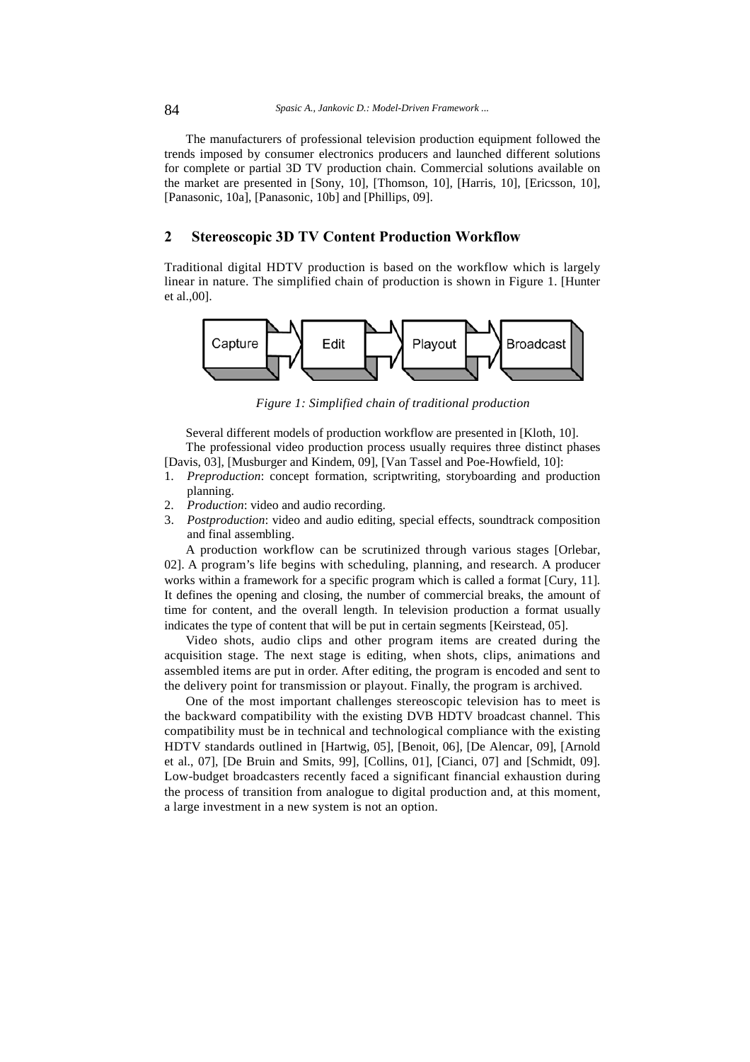The manufacturers of professional television production equipment followed the trends imposed by consumer electronics producers and launched different solutions for complete or partial 3D TV production chain. Commercial solutions available on the market are presented in [Sony, 10], [Thomson, 10], [Harris, 10], [Ericsson, 10], [Panasonic, 10a], [Panasonic, 10b] and [Phillips, 09].

## 2 Stereoscopic 3D TV Content Production Workflow

Traditional digital HDTV production is based on the workflow which is largely linear in nature. The simplified chain of production is shown in Figure 1. [Hunter et al.,00].

Capture → Edit → Playout → Broadcast

*Figure 1: Simplified chain of traditional production*

Several different models of production workflow are presented in [Kloth, 10].

The professional video production process usually requires three distinct phases [Davis, 03], [Musburger and Kindem, 09], [Van Tassel and Poe-Howfield, 10]:

1. *Preproduction*: concept formation, scriptwriting, storyboarding and production planning.
2. *Production*: video and audio recording.
3. *Postproduction*: video and audio editing, special effects, soundtrack composition and final assembling.

A production workflow can be scrutinized through various stages [Orlebar, 02]. A program's life begins with scheduling, planning, and research. A producer works within a framework for a specific program which is called a format [Cury, 11]. It defines the opening and closing, the number of commercial breaks, the amount of time for content, and the overall length. In television production a format usually indicates the type of content that will be put in certain segments [Keirstead, 05].

Video shots, audio clips and other program items are created during the acquisition stage. The next stage is editing, when shots, clips, animations and assembled items are put in order. After editing, the program is encoded and sent to the delivery point for transmission or playout. Finally, the program is archived.

One of the most important challenges stereoscopic television has to meet is the backward compatibility with the existing DVB HDTV broadcast channel. This compatibility must be in technical and technological compliance with the existing HDTV standards outlined in [Hartwig, 05], [Benoit, 06], [De Alencar, 09], [Arnold et al., 07], [De Bruin and Smits, 99], [Collins, 01], [Cianci, 07] and [Schmidt, 09]. Low-budget broadcasters recently faced a significant financial exhaustion during the process of transition from analogue to digital production and, at this moment, a large investment in a new system is not an option.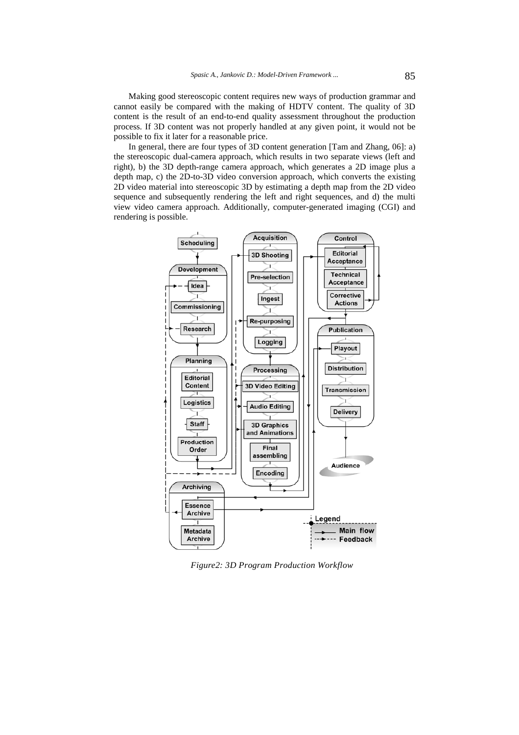Making good stereoscopic content requires new ways of production grammar and cannot easily be compared with the making of HDTV content. The quality of 3D content is the result of an end-to-end quality assessment throughout the production process. If 3D content was not properly handled at any given point, it would not be possible to fix it later for a reasonable price.

In general, there are four types of 3D content generation [Tam and Zhang, 06]: a) the stereoscopic dual-camera approach, which results in two separate views (left and right), b) the 3D depth-range camera approach, which generates a 2D image plus a depth map, c) the 2D-to-3D video conversion approach, which converts the existing 2D video material into stereoscopic 3D by estimating a depth map from the 2D video sequence and subsequently rendering the left and right sequences, and d) the multi view video camera approach. Additionally, computer-generated imaging (CGI) and rendering is possible.

*Figure2: 3D Program Production Workflow*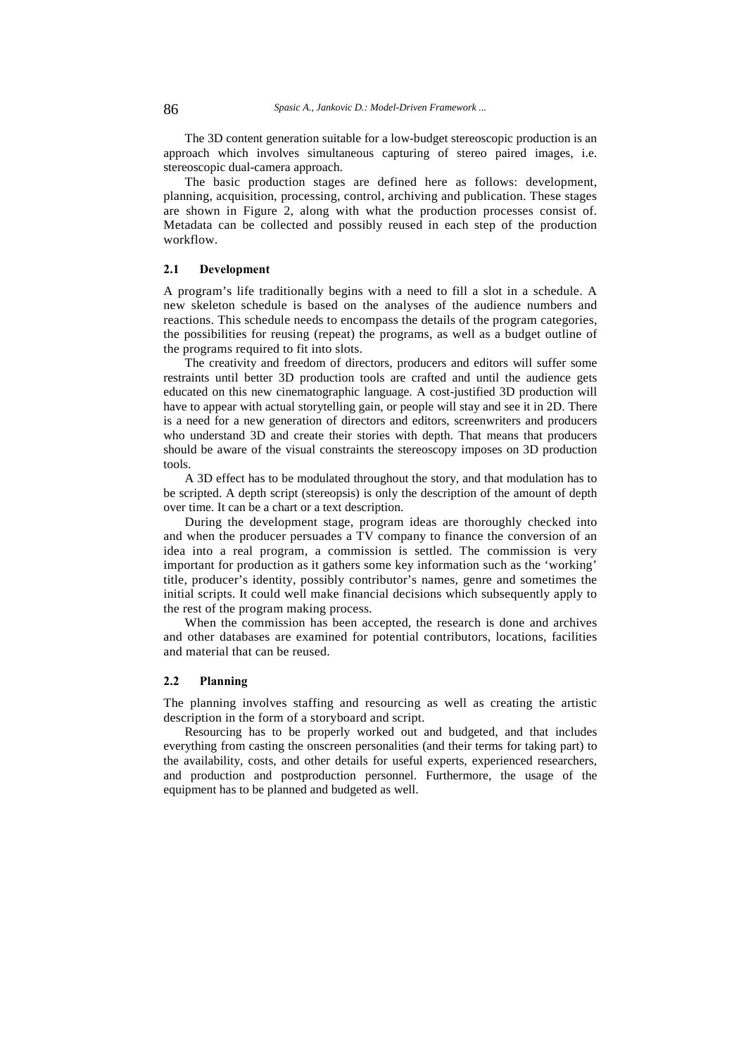The 3D content generation suitable for a low-budget stereoscopic production is an approach which involves simultaneous capturing of stereo paired images, i.e. stereoscopic dual-camera approach.

The basic production stages are defined here as follows: development, planning, acquisition, processing, control, archiving and publication. These stages are shown in Figure 2, along with what the production processes consist of. Metadata can be collected and possibly reused in each step of the production workflow.

### 2.1 Development

A program's life traditionally begins with a need to fill a slot in a schedule. A new skeleton schedule is based on the analyses of the audience numbers and reactions. This schedule needs to encompass the details of the program categories, the possibilities for reusing (repeat) the programs, as well as a budget outline of the programs required to fit into slots.

The creativity and freedom of directors, producers and editors will suffer some restraints until better 3D production tools are crafted and until the audience gets educated on this new cinematographic language. A cost-justified 3D production will have to appear with actual storytelling gain, or people will stay and see it in 2D. There is a need for a new generation of directors and editors, screenwriters and producers who understand 3D and create their stories with depth. That means that producers should be aware of the visual constraints the stereoscopy imposes on 3D production tools.

A 3D effect has to be modulated throughout the story, and that modulation has to be scripted. A depth script (stereopsis) is only the description of the amount of depth over time. It can be a chart or a text description.

During the development stage, program ideas are thoroughly checked into and when the producer persuades a TV company to finance the conversion of an idea into a real program, a commission is settled. The commission is very important for production as it gathers some key information such as the 'working' title, producer's identity, possibly contributor's names, genre and sometimes the initial scripts. It could well make financial decisions which subsequently apply to the rest of the program making process.

When the commission has been accepted, the research is done and archives and other databases are examined for potential contributors, locations, facilities and material that can be reused.

### 2.2 Planning

The planning involves staffing and resourcing as well as creating the artistic description in the form of a storyboard and script.

Resourcing has to be properly worked out and budgeted, and that includes everything from casting the onscreen personalities (and their terms for taking part) to the availability, costs, and other details for useful experts, experienced researchers, and production and postproduction personnel. Furthermore, the usage of the equipment has to be planned and budgeted as well.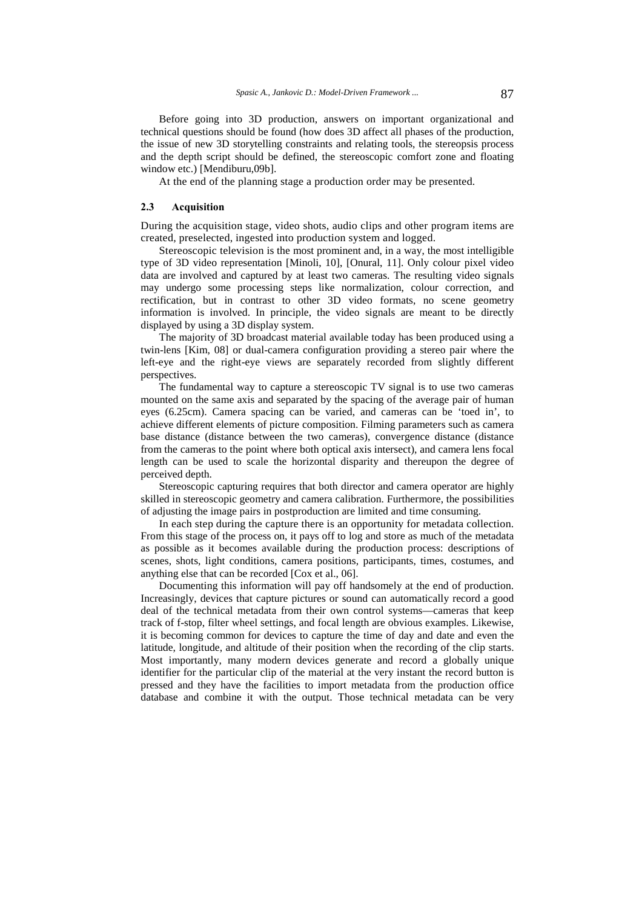Before going into 3D production, answers on important organizational and technical questions should be found (how does 3D affect all phases of the production, the issue of new 3D storytelling constraints and relating tools, the stereopsis process and the depth script should be defined, the stereoscopic comfort zone and floating window etc.) [Mendiburu,09b].

At the end of the planning stage a production order may be presented.

### 2.3 Acquisition

During the acquisition stage, video shots, audio clips and other program items are created, preselected, ingested into production system and logged.

Stereoscopic television is the most prominent and, in a way, the most intelligible type of 3D video representation [Minoli, 10], [Onural, 11]. Only colour pixel video data are involved and captured by at least two cameras. The resulting video signals may undergo some processing steps like normalization, colour correction, and rectification, but in contrast to other 3D video formats, no scene geometry information is involved. In principle, the video signals are meant to be directly displayed by using a 3D display system.

The majority of 3D broadcast material available today has been produced using a twin-lens [Kim, 08] or dual-camera configuration providing a stereo pair where the left-eye and the right-eye views are separately recorded from slightly different perspectives.

The fundamental way to capture a stereoscopic TV signal is to use two cameras mounted on the same axis and separated by the spacing of the average pair of human eyes (6.25cm). Camera spacing can be varied, and cameras can be 'toed in', to achieve different elements of picture composition. Filming parameters such as camera base distance (distance between the two cameras), convergence distance (distance from the cameras to the point where both optical axis intersect), and camera lens focal length can be used to scale the horizontal disparity and thereupon the degree of perceived depth.

Stereoscopic capturing requires that both director and camera operator are highly skilled in stereoscopic geometry and camera calibration. Furthermore, the possibilities of adjusting the image pairs in postproduction are limited and time consuming.

In each step during the capture there is an opportunity for metadata collection. From this stage of the process on, it pays off to log and store as much of the metadata as possible as it becomes available during the production process: descriptions of scenes, shots, light conditions, camera positions, participants, times, costumes, and anything else that can be recorded [Cox et al., 06].

Documenting this information will pay off handsomely at the end of production. Increasingly, devices that capture pictures or sound can automatically record a good deal of the technical metadata from their own control systems—cameras that keep track of f-stop, filter wheel settings, and focal length are obvious examples. Likewise, it is becoming common for devices to capture the time of day and date and even the latitude, longitude, and altitude of their position when the recording of the clip starts. Most importantly, many modern devices generate and record a globally unique identifier for the particular clip of the material at the very instant the record button is pressed and they have the facilities to import metadata from the production office database and combine it with the output. Those technical metadata can be very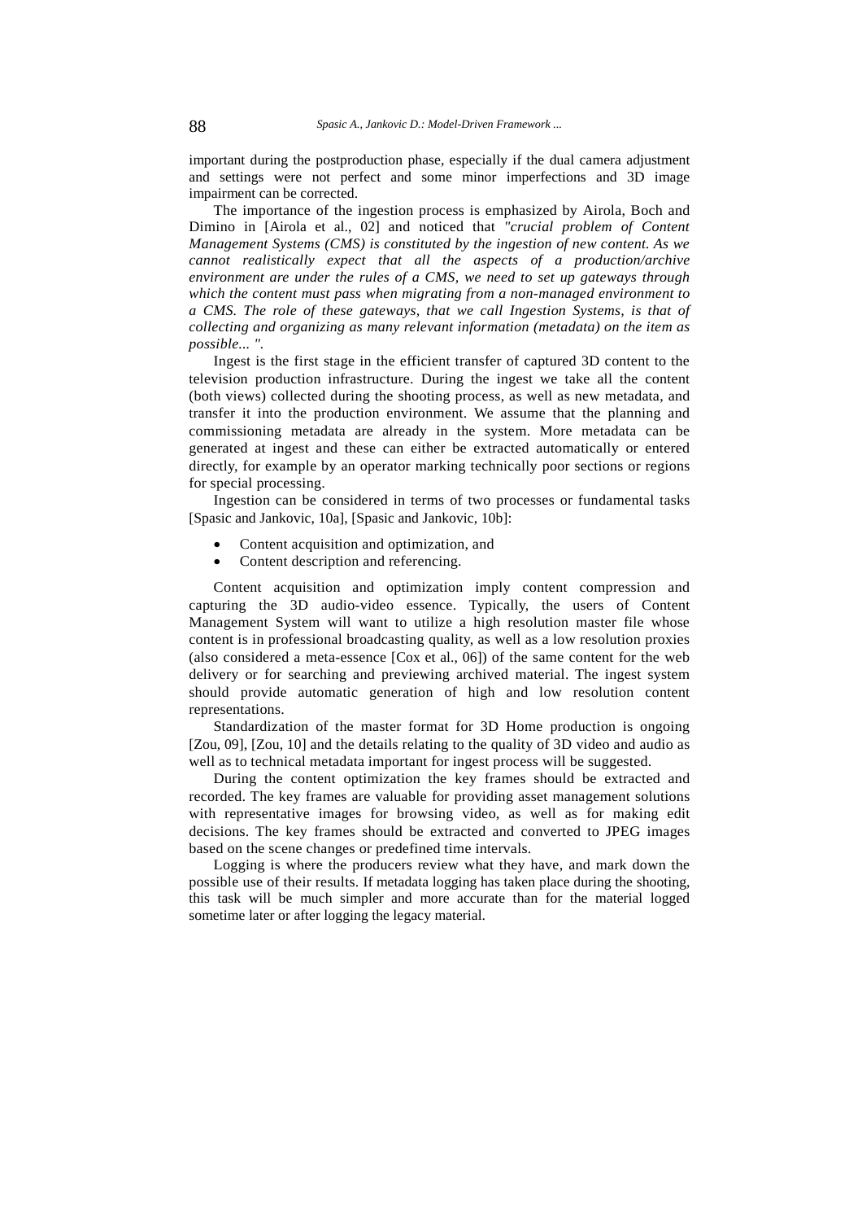important during the postproduction phase, especially if the dual camera adjustment and settings were not perfect and some minor imperfections and 3D image impairment can be corrected.

The importance of the ingestion process is emphasized by Airola, Boch and Dimino in [Airola et al., 02] and noticed that *"crucial problem of Content Management Systems (CMS) is constituted by the ingestion of new content. As we cannot realistically expect that all the aspects of a production/archive environment are under the rules of a CMS, we need to set up gateways through which the content must pass when migrating from a non-managed environment to a CMS. The role of these gateways, that we call Ingestion Systems, is that of collecting and organizing as many relevant information (metadata) on the item as possible... "*.

Ingest is the first stage in the efficient transfer of captured 3D content to the television production infrastructure. During the ingest we take all the content (both views) collected during the shooting process, as well as new metadata, and transfer it into the production environment. We assume that the planning and commissioning metadata are already in the system. More metadata can be generated at ingest and these can either be extracted automatically or entered directly, for example by an operator marking technically poor sections or regions for special processing.

Ingestion can be considered in terms of two processes or fundamental tasks [Spasic and Jankovic, 10a], [Spasic and Jankovic, 10b]:

- Content acquisition and optimization, and
- Content description and referencing.

Content acquisition and optimization imply content compression and capturing the 3D audio-video essence. Typically, the users of Content Management System will want to utilize a high resolution master file whose content is in professional broadcasting quality, as well as a low resolution proxies (also considered a meta-essence [Cox et al., 06]) of the same content for the web delivery or for searching and previewing archived material. The ingest system should provide automatic generation of high and low resolution content representations.

Standardization of the master format for 3D Home production is ongoing [Zou, 09], [Zou, 10] and the details relating to the quality of 3D video and audio as well as to technical metadata important for ingest process will be suggested.

During the content optimization the key frames should be extracted and recorded. The key frames are valuable for providing asset management solutions with representative images for browsing video, as well as for making edit decisions. The key frames should be extracted and converted to JPEG images based on the scene changes or predefined time intervals.

Logging is where the producers review what they have, and mark down the possible use of their results. If metadata logging has taken place during the shooting, this task will be much simpler and more accurate than for the material logged sometime later or after logging the legacy material.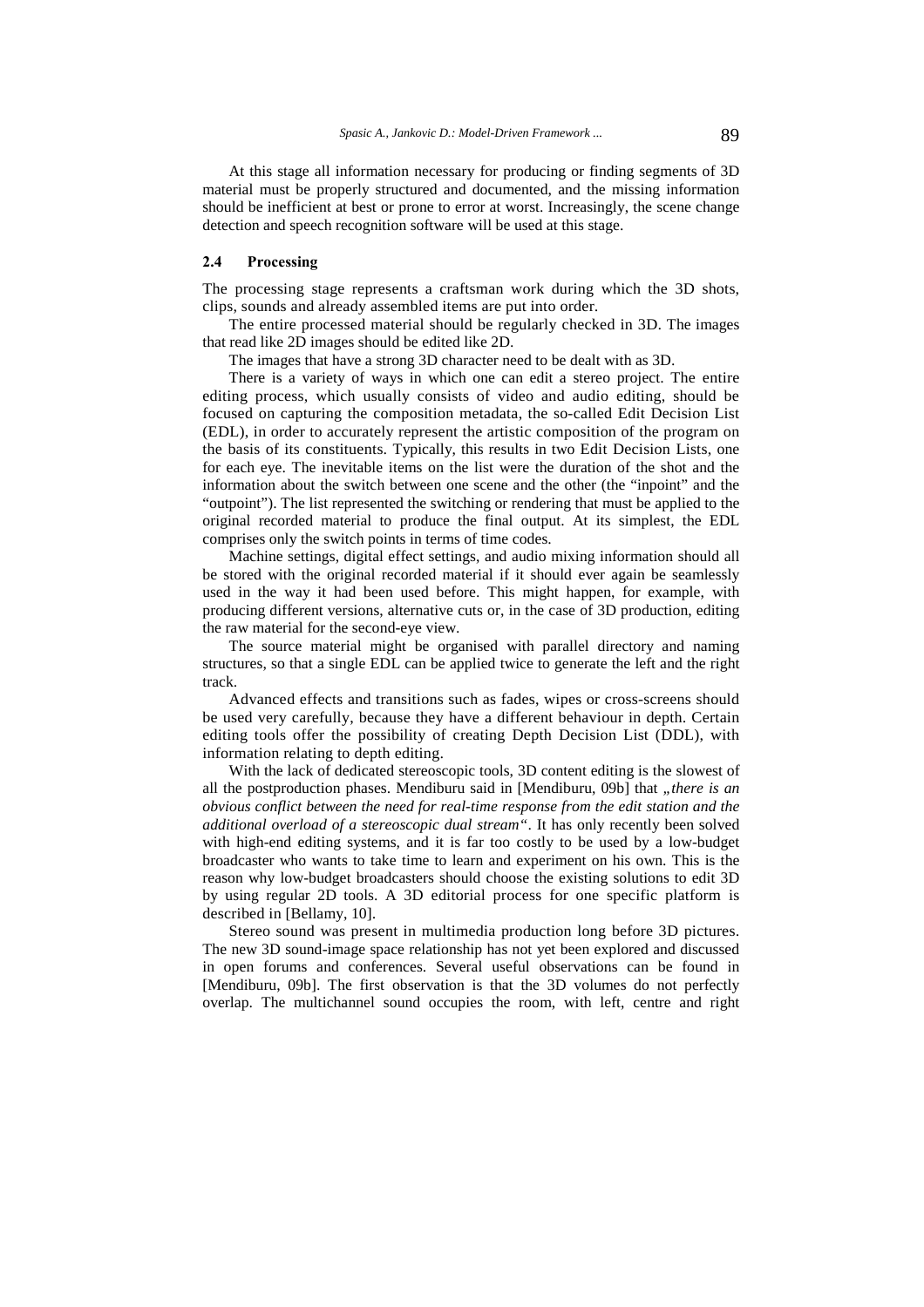At this stage all information necessary for producing or finding segments of 3D material must be properly structured and documented, and the missing information should be inefficient at best or prone to error at worst. Increasingly, the scene change detection and speech recognition software will be used at this stage.

### 2.4 Processing

The processing stage represents a craftsman work during which the 3D shots, clips, sounds and already assembled items are put into order.

The entire processed material should be regularly checked in 3D. The images that read like 2D images should be edited like 2D.

The images that have a strong 3D character need to be dealt with as 3D.

There is a variety of ways in which one can edit a stereo project. The entire editing process, which usually consists of video and audio editing, should be focused on capturing the composition metadata, the so-called Edit Decision List (EDL), in order to accurately represent the artistic composition of the program on the basis of its constituents. Typically, this results in two Edit Decision Lists, one for each eye. The inevitable items on the list were the duration of the shot and the information about the switch between one scene and the other (the "inpoint" and the "outpoint"). The list represented the switching or rendering that must be applied to the original recorded material to produce the final output. At its simplest, the EDL comprises only the switch points in terms of time codes.

Machine settings, digital effect settings, and audio mixing information should all be stored with the original recorded material if it should ever again be seamlessly used in the way it had been used before. This might happen, for example, with producing different versions, alternative cuts or, in the case of 3D production, editing the raw material for the second-eye view.

The source material might be organised with parallel directory and naming structures, so that a single EDL can be applied twice to generate the left and the right track.

Advanced effects and transitions such as fades, wipes or cross-screens should be used very carefully, because they have a different behaviour in depth. Certain editing tools offer the possibility of creating Depth Decision List (DDL), with information relating to depth editing.

With the lack of dedicated stereoscopic tools, 3D content editing is the slowest of all the postproduction phases. Mendiburu said in [Mendiburu, 09b] that *„there is an obvious conflict between the need for real-time response from the edit station and the additional overload of a stereoscopic dual stream"*. It has only recently been solved with high-end editing systems, and it is far too costly to be used by a low-budget broadcaster who wants to take time to learn and experiment on his own. This is the reason why low-budget broadcasters should choose the existing solutions to edit 3D by using regular 2D tools. A 3D editorial process for one specific platform is described in [Bellamy, 10].

Stereo sound was present in multimedia production long before 3D pictures. The new 3D sound-image space relationship has not yet been explored and discussed in open forums and conferences. Several useful observations can be found in [Mendiburu, 09b]. The first observation is that the 3D volumes do not perfectly overlap. The multichannel sound occupies the room, with left, centre and right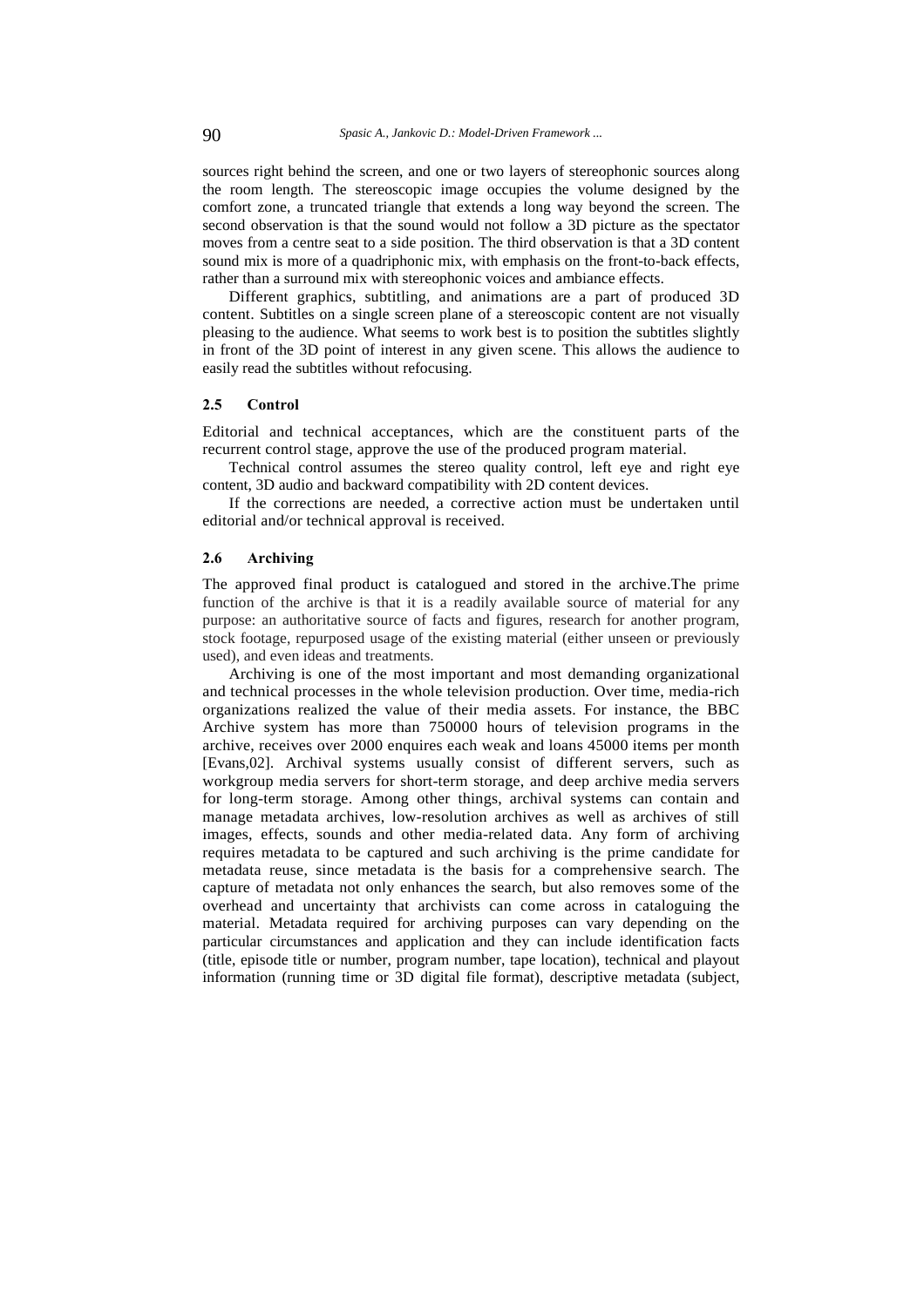sources right behind the screen, and one or two layers of stereophonic sources along the room length. The stereoscopic image occupies the volume designed by the comfort zone, a truncated triangle that extends a long way beyond the screen. The second observation is that the sound would not follow a 3D picture as the spectator moves from a centre seat to a side position. The third observation is that a 3D content sound mix is more of a quadriphonic mix, with emphasis on the front-to-back effects, rather than a surround mix with stereophonic voices and ambiance effects.

Different graphics, subtitling, and animations are a part of produced 3D content. Subtitles on a single screen plane of a stereoscopic content are not visually pleasing to the audience. What seems to work best is to position the subtitles slightly in front of the 3D point of interest in any given scene. This allows the audience to easily read the subtitles without refocusing.

### 2.5 Control

Editorial and technical acceptances, which are the constituent parts of the recurrent control stage, approve the use of the produced program material.

Technical control assumes the stereo quality control, left eye and right eye content, 3D audio and backward compatibility with 2D content devices.

If the corrections are needed, a corrective action must be undertaken until editorial and/or technical approval is received.

### 2.6 Archiving

The approved final product is catalogued and stored in the archive.The prime function of the archive is that it is a readily available source of material for any purpose: an authoritative source of facts and figures, research for another program, stock footage, repurposed usage of the existing material (either unseen or previously used), and even ideas and treatments.

Archiving is one of the most important and most demanding organizational and technical processes in the whole television production. Over time, media-rich organizations realized the value of their media assets. For instance, the BBC Archive system has more than 750000 hours of television programs in the archive, receives over 2000 enquires each weak and loans 45000 items per month [Evans,02]. Archival systems usually consist of different servers, such as workgroup media servers for short-term storage, and deep archive media servers for long-term storage. Among other things, archival systems can contain and manage metadata archives, low-resolution archives as well as archives of still images, effects, sounds and other media-related data. Any form of archiving requires metadata to be captured and such archiving is the prime candidate for metadata reuse, since metadata is the basis for a comprehensive search. The capture of metadata not only enhances the search, but also removes some of the overhead and uncertainty that archivists can come across in cataloguing the material. Metadata required for archiving purposes can vary depending on the particular circumstances and application and they can include identification facts (title, episode title or number, program number, tape location), technical and playout information (running time or 3D digital file format), descriptive metadata (subject,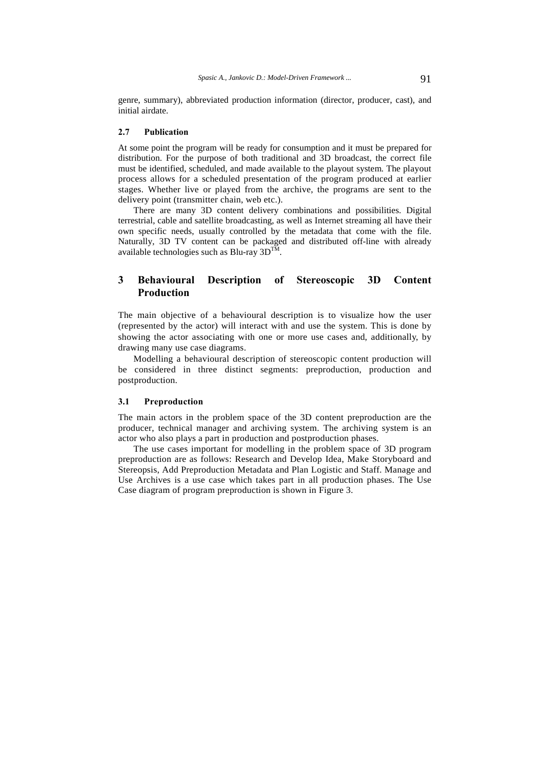genre, summary), abbreviated production information (director, producer, cast), and initial airdate.

### 2.7 Publication

At some point the program will be ready for consumption and it must be prepared for distribution. For the purpose of both traditional and 3D broadcast, the correct file must be identified, scheduled, and made available to the playout system. The playout process allows for a scheduled presentation of the program produced at earlier stages. Whether live or played from the archive, the programs are sent to the delivery point (transmitter chain, web etc.).

There are many 3D content delivery combinations and possibilities. Digital terrestrial, cable and satellite broadcasting, as well as Internet streaming all have their own specific needs, usually controlled by the metadata that come with the file. Naturally, 3D TV content can be packaged and distributed off-line with already available technologies such as Blu-ray 3D™.

## 3 Behavioural Description of Stereoscopic 3D Content Production

The main objective of a behavioural description is to visualize how the user (represented by the actor) will interact with and use the system. This is done by showing the actor associating with one or more use cases and, additionally, by drawing many use case diagrams.

Modelling a behavioural description of stereoscopic content production will be considered in three distinct segments: preproduction, production and postproduction.

### 3.1 Preproduction

The main actors in the problem space of the 3D content preproduction are the producer, technical manager and archiving system. The archiving system is an actor who also plays a part in production and postproduction phases.

The use cases important for modelling in the problem space of 3D program preproduction are as follows: Research and Develop Idea, Make Storyboard and Stereopsis, Add Preproduction Metadata and Plan Logistic and Staff. Manage and Use Archives is a use case which takes part in all production phases. The Use Case diagram of program preproduction is shown in Figure 3.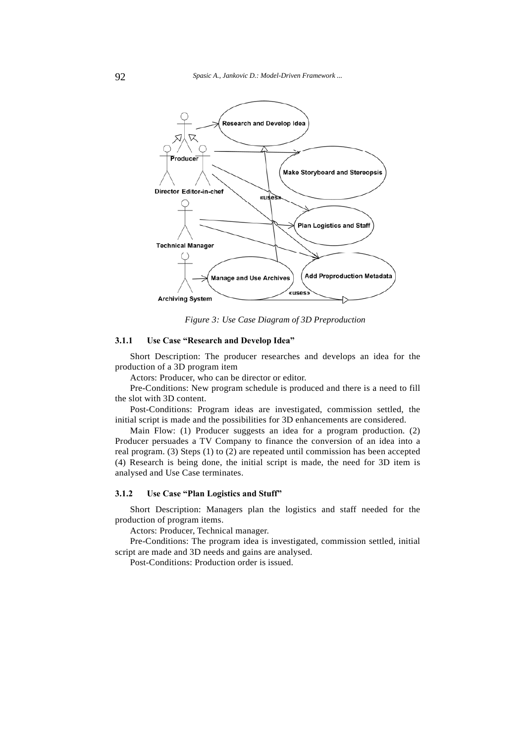Figure 3: Use Case Diagram of 3D Preproduction

### 3.1.1 Use Case "Research and Develop Idea"

Short Description: The producer researches and develops an idea for the production of a 3D program item

Actors: Producer, who can be director or editor.

Pre-Conditions: New program schedule is produced and there is a need to fill the slot with 3D content.

Post-Conditions: Program ideas are investigated, commission settled, the initial script is made and the possibilities for 3D enhancements are considered.

Main Flow: (1) Producer suggests an idea for a program production. (2) Producer persuades a TV Company to finance the conversion of an idea into a real program. (3) Steps (1) to (2) are repeated until commission has been accepted (4) Research is being done, the initial script is made, the need for 3D item is analysed and Use Case terminates.

### 3.1.2 Use Case "Plan Logistics and Stuff"

Short Description: Managers plan the logistics and staff needed for the production of program items.

Actors: Producer, Technical manager.

Pre-Conditions: The program idea is investigated, commission settled, initial script are made and 3D needs and gains are analysed.

Post-Conditions: Production order is issued.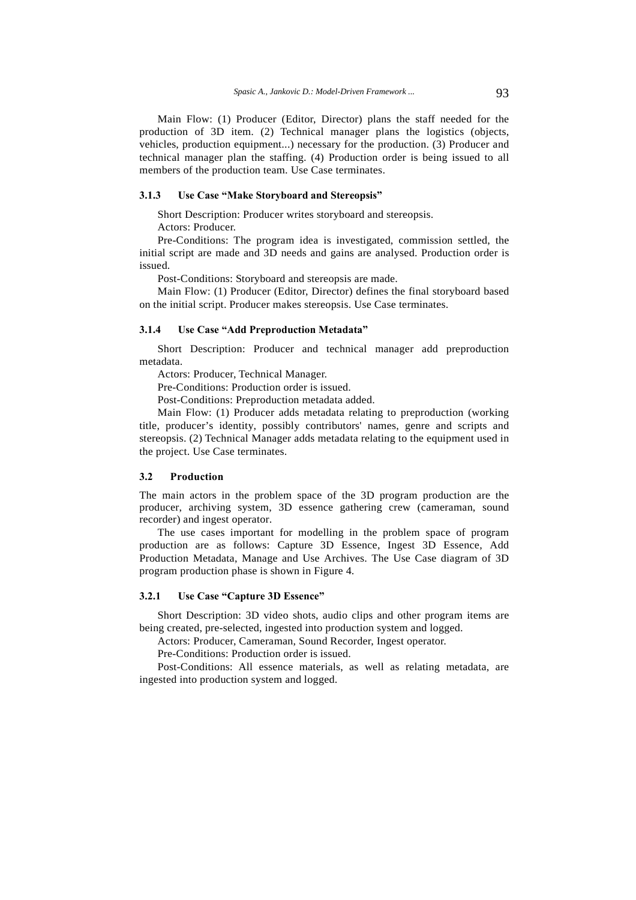Main Flow: (1) Producer (Editor, Director) plans the staff needed for the production of 3D item. (2) Technical manager plans the logistics (objects, vehicles, production equipment...) necessary for the production. (3) Producer and technical manager plan the staffing. (4) Production order is being issued to all members of the production team. Use Case terminates.

#### 3.1.3 Use Case "Make Storyboard and Stereopsis"

Short Description: Producer writes storyboard and stereopsis.

Actors: Producer.

Pre-Conditions: The program idea is investigated, commission settled, the initial script are made and 3D needs and gains are analysed. Production order is issued.

Post-Conditions: Storyboard and stereopsis are made.

Main Flow: (1) Producer (Editor, Director) defines the final storyboard based on the initial script. Producer makes stereopsis. Use Case terminates.

#### 3.1.4 Use Case "Add Preproduction Metadata"

Short Description: Producer and technical manager add preproduction metadata.

Actors: Producer, Technical Manager.

Pre-Conditions: Production order is issued.

Post-Conditions: Preproduction metadata added.

Main Flow: (1) Producer adds metadata relating to preproduction (working title, producer's identity, possibly contributors' names, genre and scripts and stereopsis. (2) Technical Manager adds metadata relating to the equipment used in the project. Use Case terminates.

### 3.2 Production

The main actors in the problem space of the 3D program production are the producer, archiving system, 3D essence gathering crew (cameraman, sound recorder) and ingest operator.

The use cases important for modelling in the problem space of program production are as follows: Capture 3D Essence, Ingest 3D Essence, Add Production Metadata, Manage and Use Archives. The Use Case diagram of 3D program production phase is shown in Figure 4.

#### 3.2.1 Use Case "Capture 3D Essence"

Short Description: 3D video shots, audio clips and other program items are being created, pre-selected, ingested into production system and logged.

Actors: Producer, Cameraman, Sound Recorder, Ingest operator.

Pre-Conditions: Production order is issued.

Post-Conditions: All essence materials, as well as relating metadata, are ingested into production system and logged.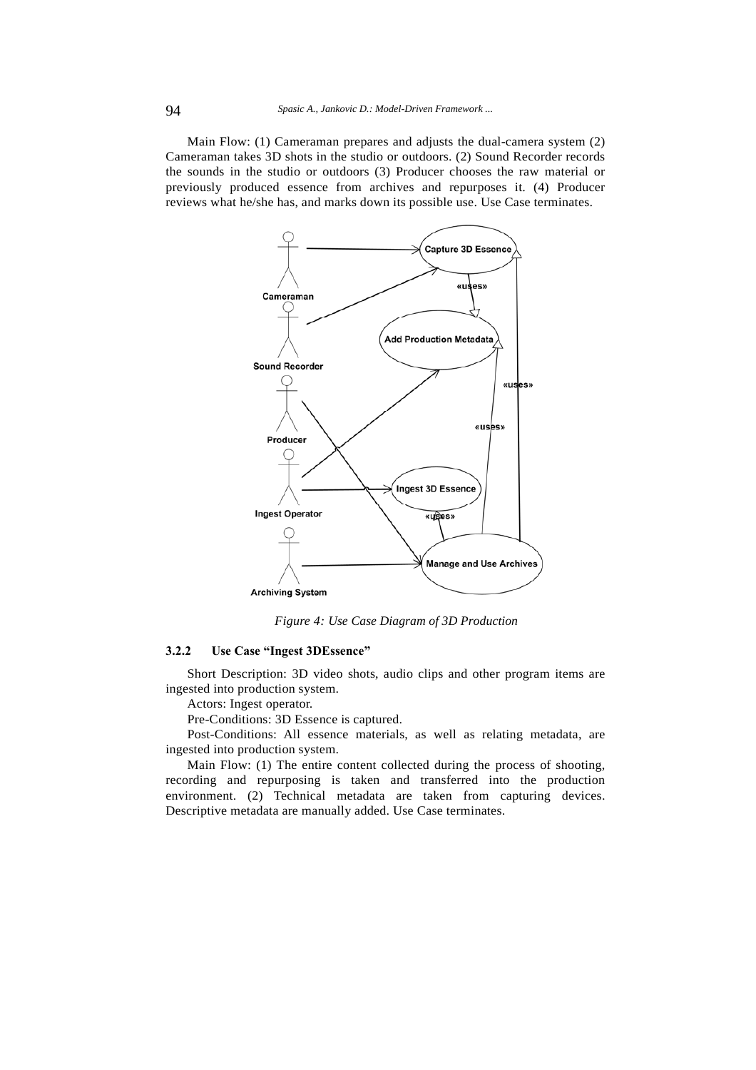Main Flow: (1) Cameraman prepares and adjusts the dual-camera system (2) Cameraman takes 3D shots in the studio or outdoors. (2) Sound Recorder records the sounds in the studio or outdoors (3) Producer chooses the raw material or previously produced essence from archives and repurposes it. (4) Producer reviews what he/she has, and marks down its possible use. Use Case terminates.

*Figure 4: Use Case Diagram of 3D Production*

#### 3.2.2 Use Case "Ingest 3DEssence"

Short Description: 3D video shots, audio clips and other program items are ingested into production system.

Actors: Ingest operator.

Pre-Conditions: 3D Essence is captured.

Post-Conditions: All essence materials, as well as relating metadata, are ingested into production system.

Main Flow: (1) The entire content collected during the process of shooting, recording and repurposing is taken and transferred into the production environment. (2) Technical metadata are taken from capturing devices. Descriptive metadata are manually added. Use Case terminates.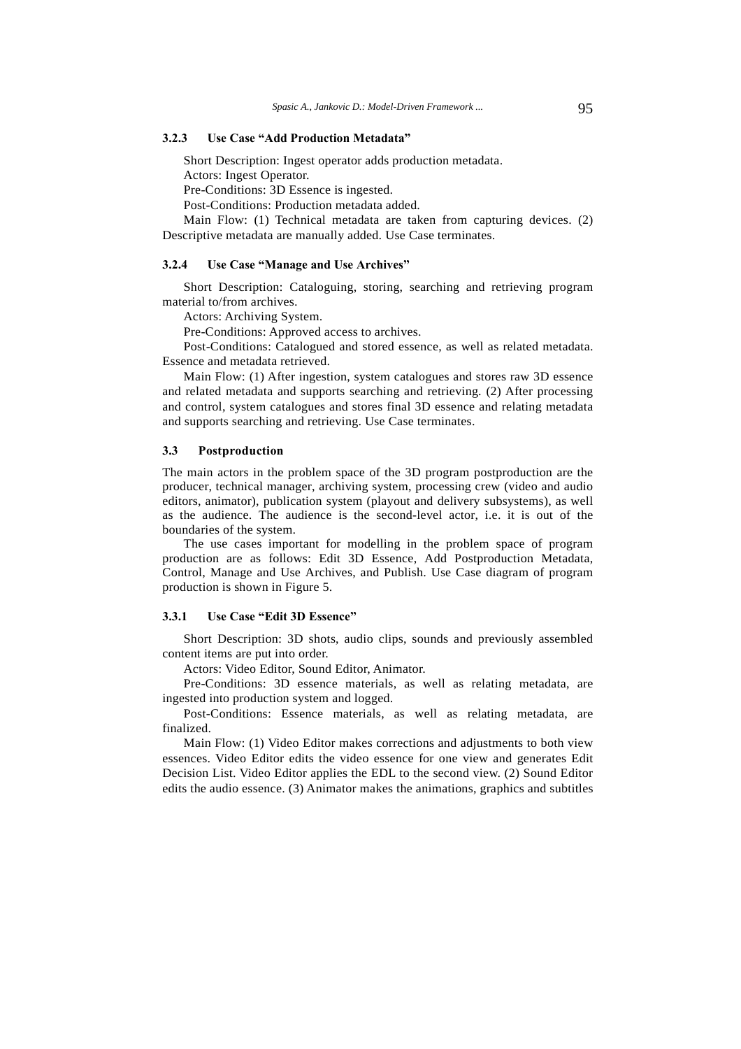#### 3.2.3 Use Case "Add Production Metadata"

Short Description: Ingest operator adds production metadata.

Actors: Ingest Operator.

Pre-Conditions: 3D Essence is ingested.

Post-Conditions: Production metadata added.

Main Flow: (1) Technical metadata are taken from capturing devices. (2) Descriptive metadata are manually added. Use Case terminates.

#### 3.2.4 Use Case "Manage and Use Archives"

Short Description: Cataloguing, storing, searching and retrieving program material to/from archives.

Actors: Archiving System.

Pre-Conditions: Approved access to archives.

Post-Conditions: Catalogued and stored essence, as well as related metadata. Essence and metadata retrieved.

Main Flow: (1) After ingestion, system catalogues and stores raw 3D essence and related metadata and supports searching and retrieving. (2) After processing and control, system catalogues and stores final 3D essence and relating metadata and supports searching and retrieving. Use Case terminates.

### 3.3 Postproduction

The main actors in the problem space of the 3D program postproduction are the producer, technical manager, archiving system, processing crew (video and audio editors, animator), publication system (playout and delivery subsystems), as well as the audience. The audience is the second-level actor, i.e. it is out of the boundaries of the system.

The use cases important for modelling in the problem space of program production are as follows: Edit 3D Essence, Add Postproduction Metadata, Control, Manage and Use Archives, and Publish. Use Case diagram of program production is shown in Figure 5.

#### 3.3.1 Use Case "Edit 3D Essence"

Short Description: 3D shots, audio clips, sounds and previously assembled content items are put into order.

Actors: Video Editor, Sound Editor, Animator.

Pre-Conditions: 3D essence materials, as well as relating metadata, are ingested into production system and logged.

Post-Conditions: Essence materials, as well as relating metadata, are finalized.

Main Flow: (1) Video Editor makes corrections and adjustments to both view essences. Video Editor edits the video essence for one view and generates Edit Decision List. Video Editor applies the EDL to the second view. (2) Sound Editor edits the audio essence. (3) Animator makes the animations, graphics and subtitles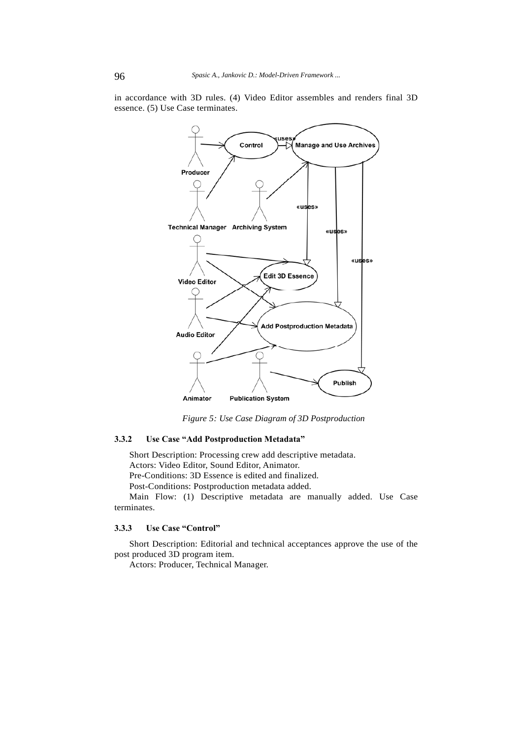in accordance with 3D rules. (4) Video Editor assembles and renders final 3D essence. (5) Use Case terminates.

*Figure 5: Use Case Diagram of 3D Postproduction*

#### 3.3.2 Use Case “Add Postproduction Metadata”

Short Description: Processing crew add descriptive metadata.

Actors: Video Editor, Sound Editor, Animator.

Pre-Conditions: 3D Essence is edited and finalized.

Post-Conditions: Postproduction metadata added.

Main Flow: (1) Descriptive metadata are manually added. Use Case terminates.

#### 3.3.3 Use Case “Control”

Short Description: Editorial and technical acceptances approve the use of the post produced 3D program item.

Actors: Producer, Technical Manager.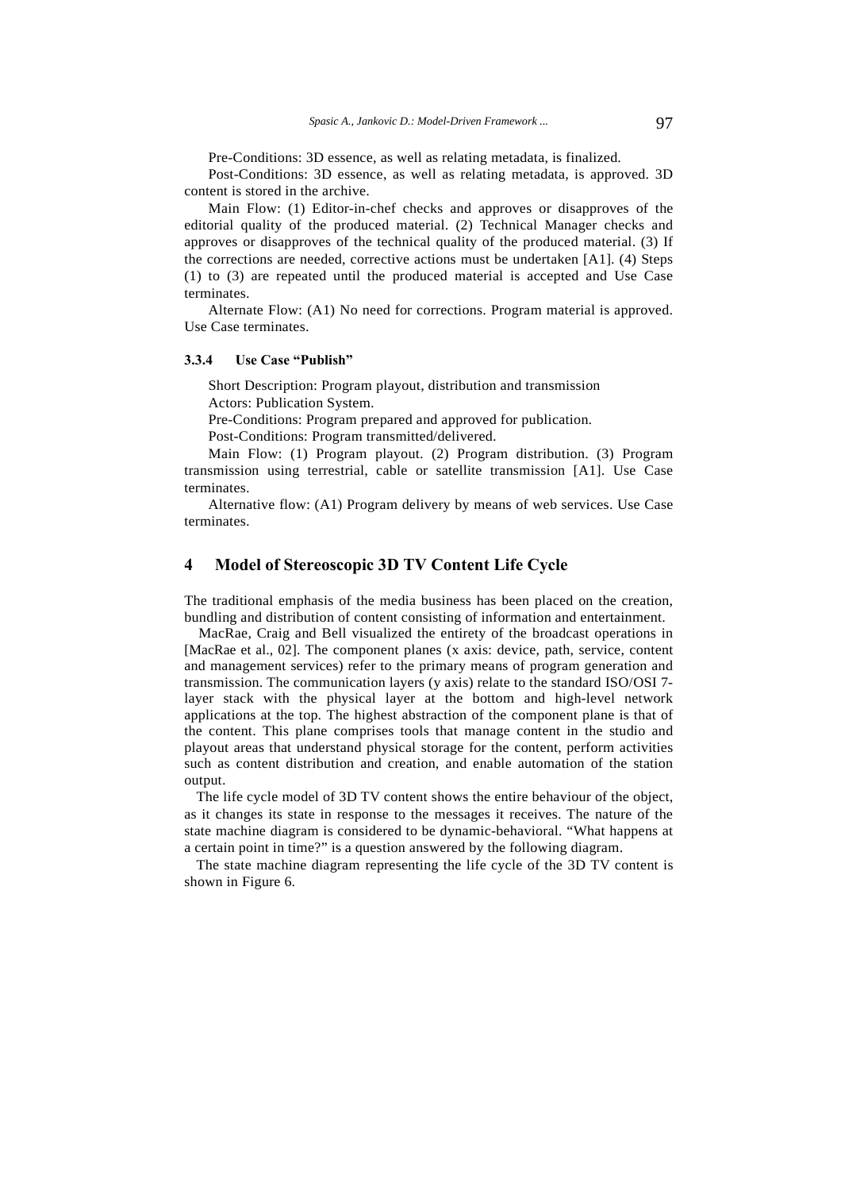Pre-Conditions: 3D essence, as well as relating metadata, is finalized.

Post-Conditions: 3D essence, as well as relating metadata, is approved. 3D content is stored in the archive.

Main Flow: (1) Editor-in-chef checks and approves or disapproves of the editorial quality of the produced material. (2) Technical Manager checks and approves or disapproves of the technical quality of the produced material. (3) If the corrections are needed, corrective actions must be undertaken [A1]. (4) Steps (1) to (3) are repeated until the produced material is accepted and Use Case terminates.

Alternate Flow: (A1) No need for corrections. Program material is approved. Use Case terminates.

#### 3.3.4 Use Case "Publish"

Short Description: Program playout, distribution and transmission

Actors: Publication System.

Pre-Conditions: Program prepared and approved for publication.

Post-Conditions: Program transmitted/delivered.

Main Flow: (1) Program playout. (2) Program distribution. (3) Program transmission using terrestrial, cable or satellite transmission [A1]. Use Case terminates.

Alternative flow: (A1) Program delivery by means of web services. Use Case terminates.

## 4 Model of Stereoscopic 3D TV Content Life Cycle

The traditional emphasis of the media business has been placed on the creation, bundling and distribution of content consisting of information and entertainment.

MacRae, Craig and Bell visualized the entirety of the broadcast operations in [MacRae et al., 02]. The component planes (x axis: device, path, service, content and management services) refer to the primary means of program generation and transmission. The communication layers (y axis) relate to the standard ISO/OSI 7-layer stack with the physical layer at the bottom and high-level network applications at the top. The highest abstraction of the component plane is that of the content. This plane comprises tools that manage content in the studio and playout areas that understand physical storage for the content, perform activities such as content distribution and creation, and enable automation of the station output.

The life cycle model of 3D TV content shows the entire behaviour of the object, as it changes its state in response to the messages it receives. The nature of the state machine diagram is considered to be dynamic-behavioral. "What happens at a certain point in time?" is a question answered by the following diagram.

The state machine diagram representing the life cycle of the 3D TV content is shown in Figure 6.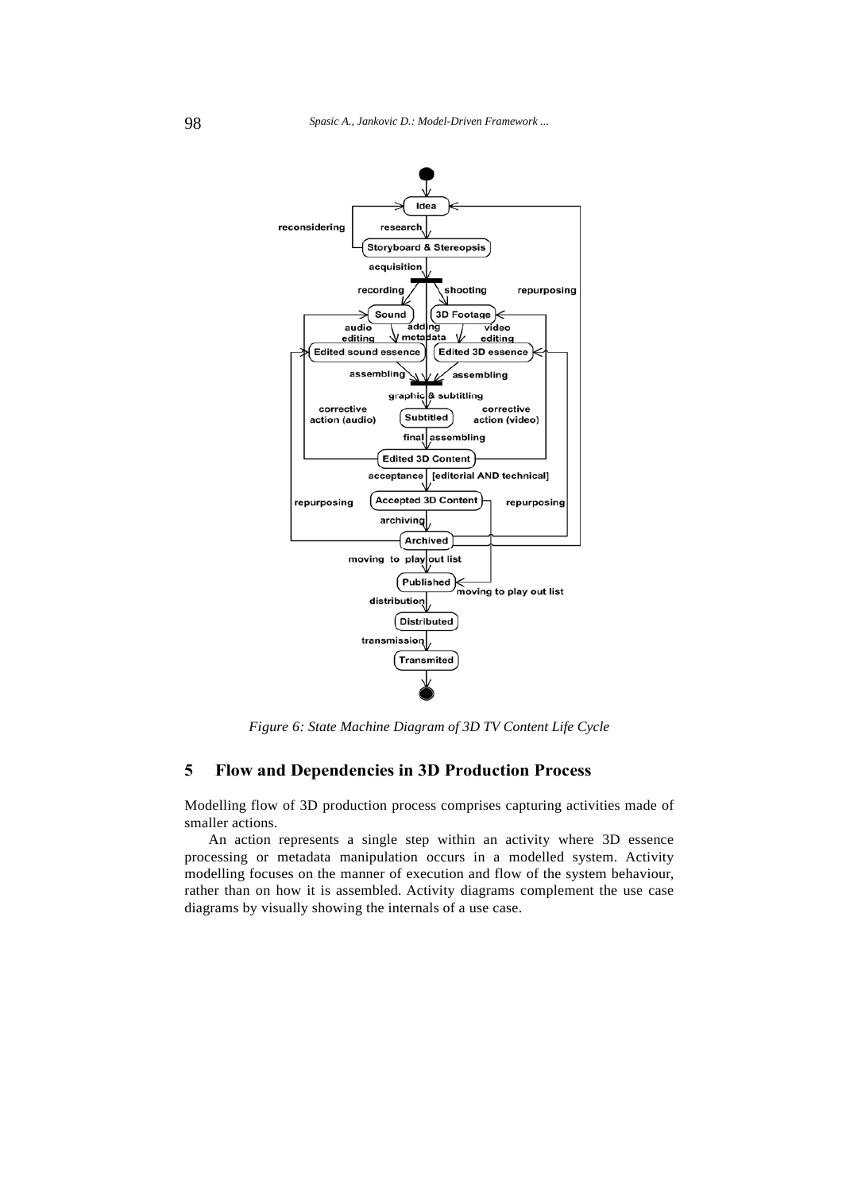Figure 6: State Machine Diagram of 3D TV Content Life Cycle

## 5 Flow and Dependencies in 3D Production Process

Modelling flow of 3D production process comprises capturing activities made of smaller actions.

An action represents a single step within an activity where 3D essence processing or metadata manipulation occurs in a modelled system. Activity modelling focuses on the manner of execution and flow of the system behaviour, rather than on how it is assembled. Activity diagrams complement the use case diagrams by visually showing the internals of a use case.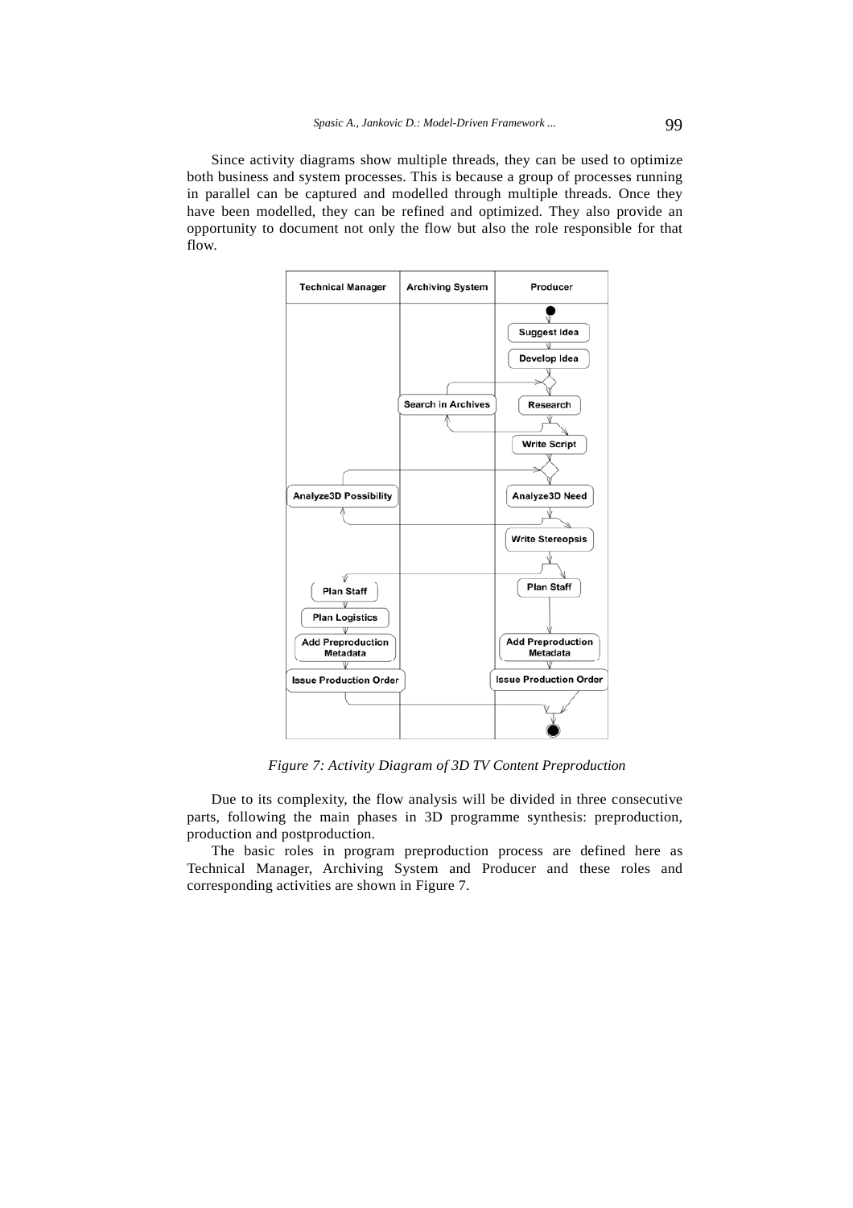Since activity diagrams show multiple threads, they can be used to optimize both business and system processes. This is because a group of processes running in parallel can be captured and modelled through multiple threads. Once they have been modelled, they can be refined and optimized. They also provide an opportunity to document not only the flow but also the role responsible for that flow.

*Figure 7: Activity Diagram of 3D TV Content Preproduction*

Due to its complexity, the flow analysis will be divided in three consecutive parts, following the main phases in 3D programme synthesis: preproduction, production and postproduction.

The basic roles in program preproduction process are defined here as Technical Manager, Archiving System and Producer and these roles and corresponding activities are shown in Figure 7.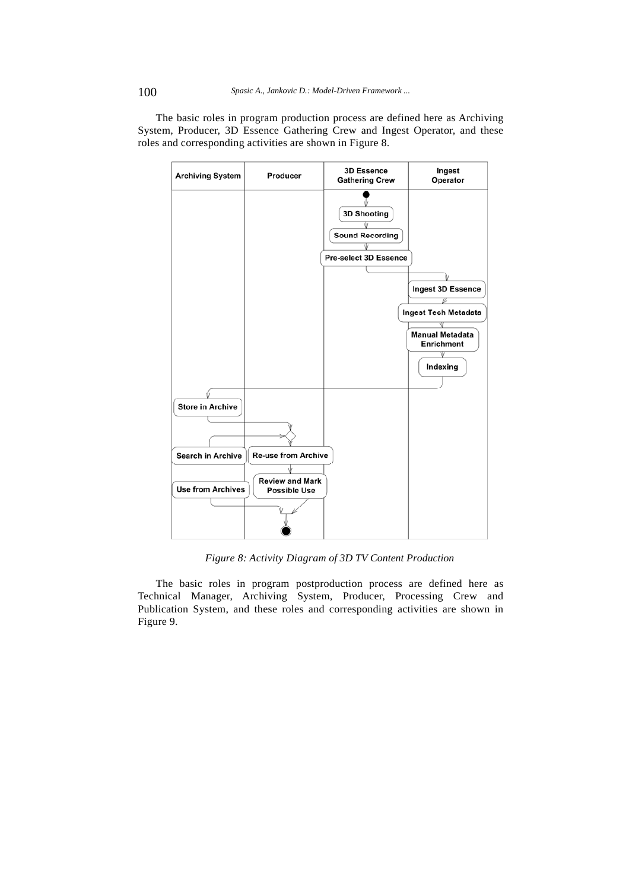The basic roles in program production process are defined here as Archiving System, Producer, 3D Essence Gathering Crew and Ingest Operator, and these roles and corresponding activities are shown in Figure 8.

*Figure 8: Activity Diagram of 3D TV Content Production*

The basic roles in program postproduction process are defined here as Technical Manager, Archiving System, Producer, Processing Crew and Publication System, and these roles and corresponding activities are shown in Figure 9.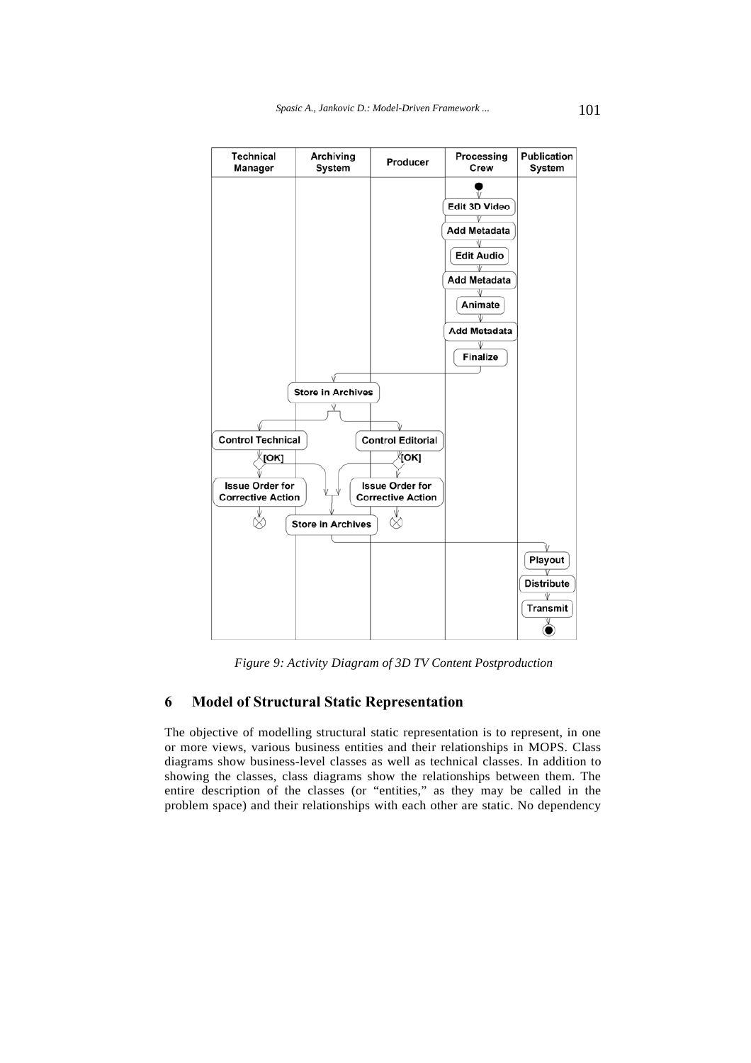Figure 9: Activity Diagram of 3D TV Content Postproduction

## 6 Model of Structural Static Representation

The objective of modelling structural static representation is to represent, in one or more views, various business entities and their relationships in MOPS. Class diagrams show business-level classes as well as technical classes. In addition to showing the classes, class diagrams show the relationships between them. The entire description of the classes (or "entities," as they may be called in the problem space) and their relationships with each other are static. No dependency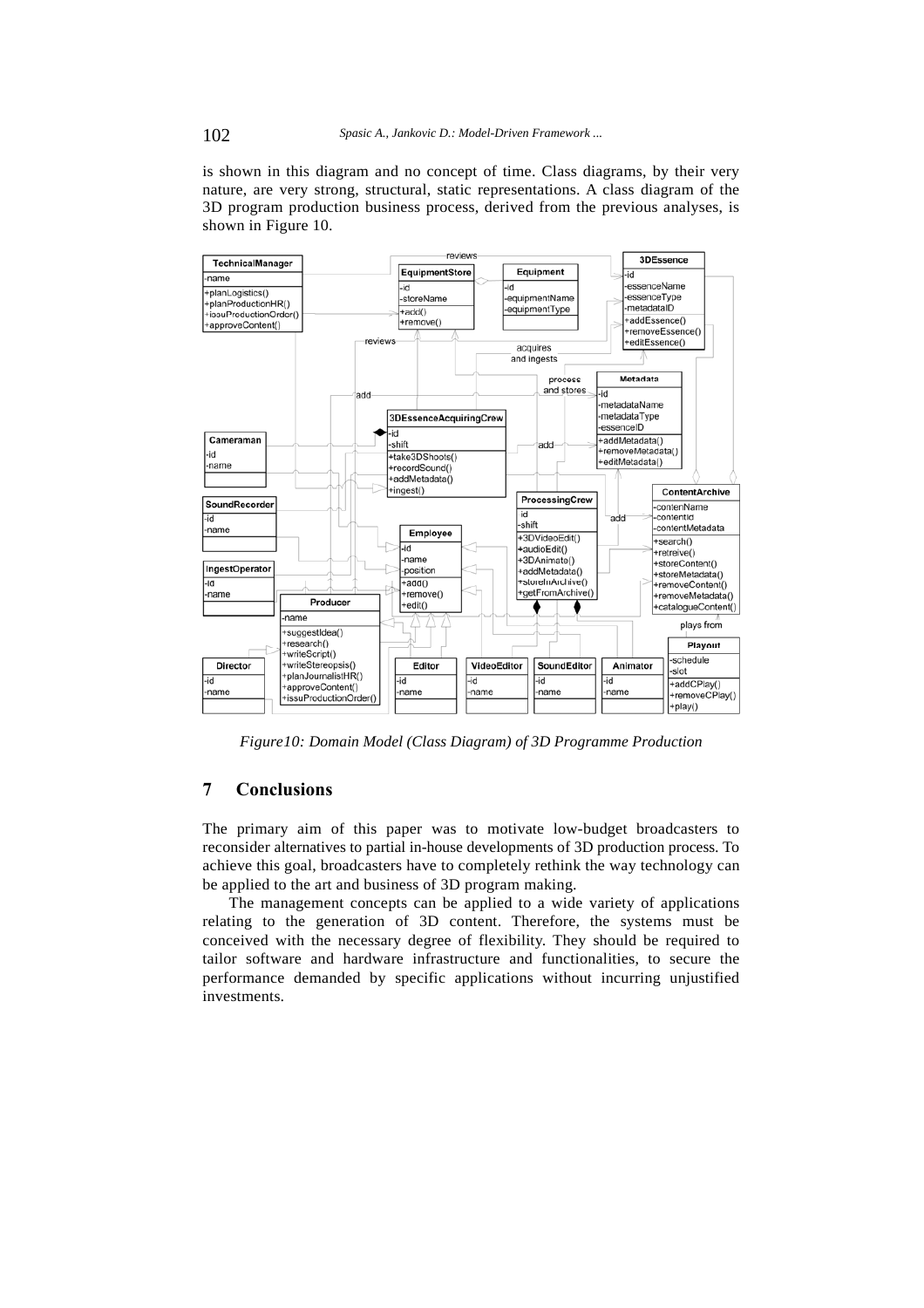is shown in this diagram and no concept of time. Class diagrams, by their very nature, are very strong, structural, static representations. A class diagram of the 3D program production business process, derived from the previous analyses, is shown in Figure 10.

*Figure10: Domain Model (Class Diagram) of 3D Programme Production*

## 7 Conclusions

The primary aim of this paper was to motivate low-budget broadcasters to reconsider alternatives to partial in-house developments of 3D production process. To achieve this goal, broadcasters have to completely rethink the way technology can be applied to the art and business of 3D program making.

The management concepts can be applied to a wide variety of applications relating to the generation of 3D content. Therefore, the systems must be conceived with the necessary degree of flexibility. They should be required to tailor software and hardware infrastructure and functionalities, to secure the performance demanded by specific applications without incurring unjustified investments.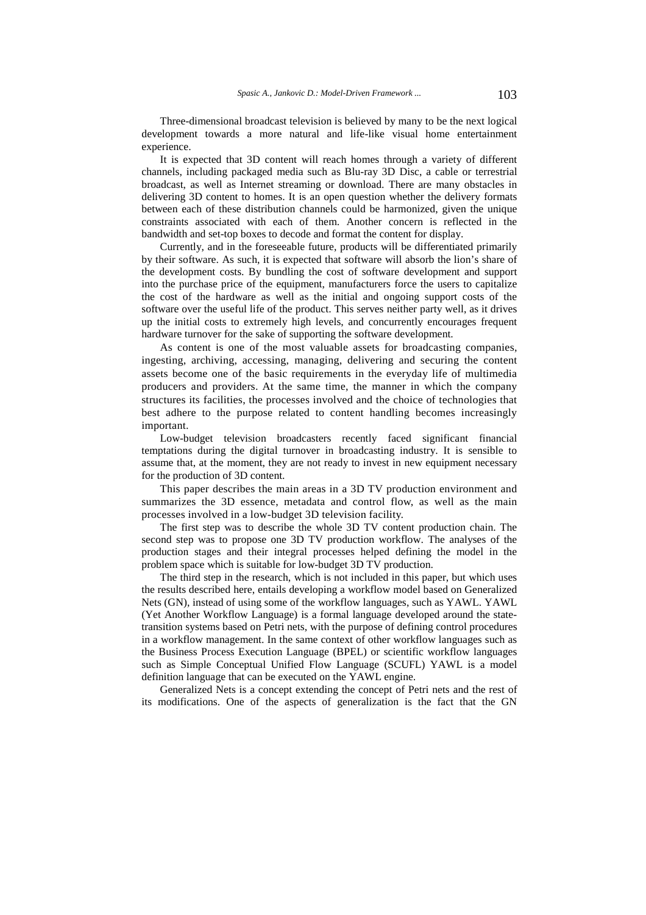Three-dimensional broadcast television is believed by many to be the next logical development towards a more natural and life-like visual home entertainment experience.

It is expected that 3D content will reach homes through a variety of different channels, including packaged media such as Blu-ray 3D Disc, a cable or terrestrial broadcast, as well as Internet streaming or download. There are many obstacles in delivering 3D content to homes. It is an open question whether the delivery formats between each of these distribution channels could be harmonized, given the unique constraints associated with each of them. Another concern is reflected in the bandwidth and set-top boxes to decode and format the content for display.

Currently, and in the foreseeable future, products will be differentiated primarily by their software. As such, it is expected that software will absorb the lion's share of the development costs. By bundling the cost of software development and support into the purchase price of the equipment, manufacturers force the users to capitalize the cost of the hardware as well as the initial and ongoing support costs of the software over the useful life of the product. This serves neither party well, as it drives up the initial costs to extremely high levels, and concurrently encourages frequent hardware turnover for the sake of supporting the software development.

As content is one of the most valuable assets for broadcasting companies, ingesting, archiving, accessing, managing, delivering and securing the content assets become one of the basic requirements in the everyday life of multimedia producers and providers. At the same time, the manner in which the company structures its facilities, the processes involved and the choice of technologies that best adhere to the purpose related to content handling becomes increasingly important.

Low-budget television broadcasters recently faced significant financial temptations during the digital turnover in broadcasting industry. It is sensible to assume that, at the moment, they are not ready to invest in new equipment necessary for the production of 3D content.

This paper describes the main areas in a 3D TV production environment and summarizes the 3D essence, metadata and control flow, as well as the main processes involved in a low-budget 3D television facility.

The first step was to describe the whole 3D TV content production chain. The second step was to propose one 3D TV production workflow. The analyses of the production stages and their integral processes helped defining the model in the problem space which is suitable for low-budget 3D TV production.

The third step in the research, which is not included in this paper, but which uses the results described here, entails developing a workflow model based on Generalized Nets (GN), instead of using some of the workflow languages, such as YAWL. YAWL (Yet Another Workflow Language) is a formal language developed around the state-transition systems based on Petri nets, with the purpose of defining control procedures in a workflow management. In the same context of other workflow languages such as the Business Process Execution Language (BPEL) or scientific workflow languages such as Simple Conceptual Unified Flow Language (SCUFL) YAWL is a model definition language that can be executed on the YAWL engine.

Generalized Nets is a concept extending the concept of Petri nets and the rest of its modifications. One of the aspects of generalization is the fact that the GN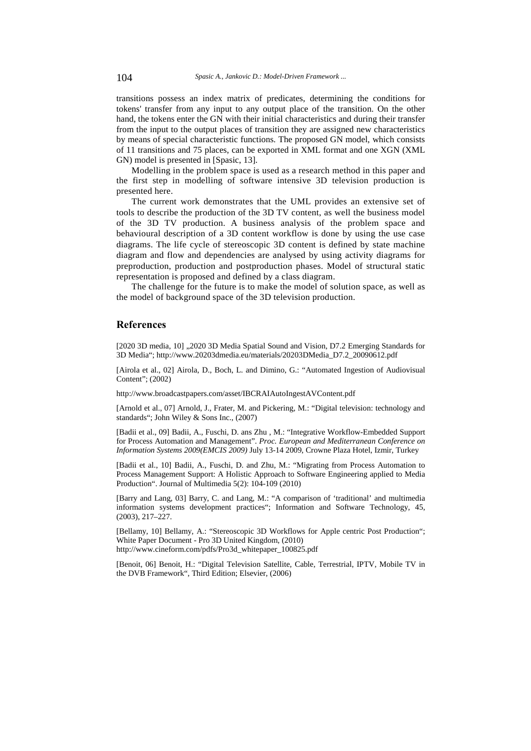transitions possess an index matrix of predicates, determining the conditions for tokens' transfer from any input to any output place of the transition. On the other hand, the tokens enter the GN with their initial characteristics and during their transfer from the input to the output places of transition they are assigned new characteristics by means of special characteristic functions. The proposed GN model, which consists of 11 transitions and 75 places, can be exported in XML format and one XGN (XML GN) model is presented in [Spasic, 13].

Modelling in the problem space is used as a research method in this paper and the first step in modelling of software intensive 3D television production is presented here.

The current work demonstrates that the UML provides an extensive set of tools to describe the production of the 3D TV content, as well the business model of the 3D TV production. A business analysis of the problem space and behavioural description of a 3D content workflow is done by using the use case diagrams. The life cycle of stereoscopic 3D content is defined by state machine diagram and flow and dependencies are analysed by using activity diagrams for preproduction, production and postproduction phases. Model of structural static representation is proposed and defined by a class diagram.

The challenge for the future is to make the model of solution space, as well as the model of background space of the 3D television production.

## References

[2020 3D media, 10] „2020 3D Media Spatial Sound and Vision, D7.2 Emerging Standards for 3D Media"; http://www.20203dmedia.eu/materials/20203DMedia_D7.2_20090612.pdf

[Airola et al., 02] Airola, D., Boch, L. and Dimino, G.: "Automated Ingestion of Audiovisual Content"; (2002)

http://www.broadcastpapers.com/asset/IBCRAIAutoIngestAVContent.pdf

[Arnold et al., 07] Arnold, J., Frater, M. and Pickering, M.: "Digital television: technology and standards"; John Wiley & Sons Inc., (2007)

[Badii et al., 09] Badii, A., Fuschi, D. ans Zhu , M.: "Integrative Workflow-Embedded Support for Process Automation and Management". *Proc. European and Mediterranean Conference on Information Systems 2009(EMCIS 2009)* July 13-14 2009, Crowne Plaza Hotel, Izmir, Turkey

[Badii et al., 10] Badii, A., Fuschi, D. and Zhu, M.: "Migrating from Process Automation to Process Management Support: A Holistic Approach to Software Engineering applied to Media Production". Journal of Multimedia 5(2): 104-109 (2010)

[Barry and Lang, 03] Barry, C. and Lang, M.: "A comparison of 'traditional' and multimedia information systems development practices"; Information and Software Technology, 45, (2003), 217–227.

[Bellamy, 10] Bellamy, A.: "Stereoscopic 3D Workflows for Apple centric Post Production"; White Paper Document - Pro 3D United Kingdom, (2010) http://www.cineform.com/pdfs/Pro3d_whitepaper_100825.pdf

[Benoit, 06] Benoit, H.: "Digital Television Satellite, Cable, Terrestrial, IPTV, Mobile TV in the DVB Framework", Third Edition; Elsevier, (2006)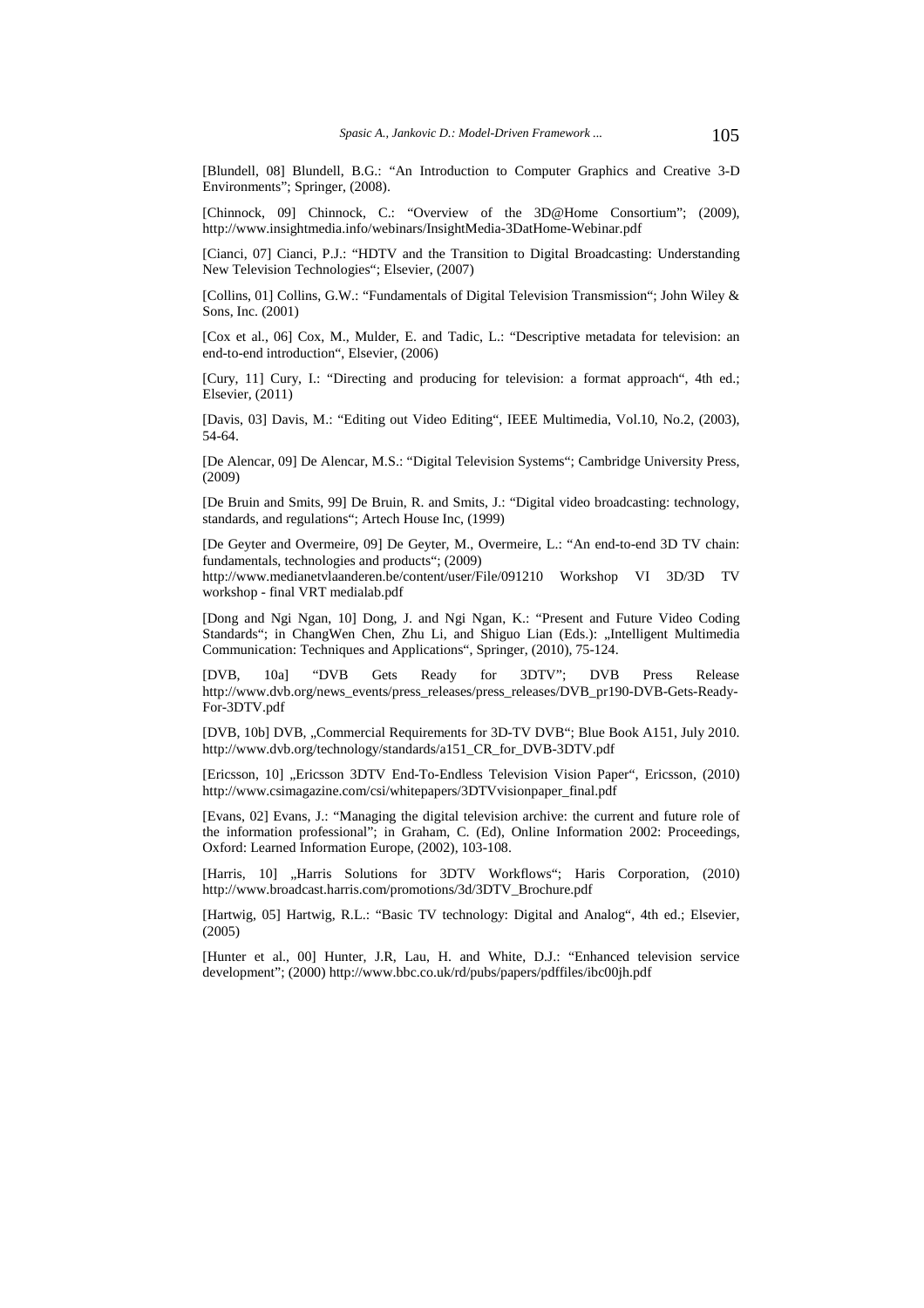[Blundell, 08] Blundell, B.G.: "An Introduction to Computer Graphics and Creative 3-D Environments"; Springer, (2008).

[Chinnock, 09] Chinnock, C.: "Overview of the 3D@Home Consortium"; (2009), http://www.insightmedia.info/webinars/InsightMedia-3DatHome-Webinar.pdf

[Cianci, 07] Cianci, P.J.: "HDTV and the Transition to Digital Broadcasting: Understanding New Television Technologies"; Elsevier, (2007)

[Collins, 01] Collins, G.W.: "Fundamentals of Digital Television Transmission"; John Wiley & Sons, Inc. (2001)

[Cox et al., 06] Cox, M., Mulder, E. and Tadic, L.: "Descriptive metadata for television: an end-to-end introduction", Elsevier, (2006)

[Cury, 11] Cury, I.: "Directing and producing for television: a format approach", 4th ed.; Elsevier, (2011)

[Davis, 03] Davis, M.: "Editing out Video Editing", IEEE Multimedia, Vol.10, No.2, (2003), 54-64.

[De Alencar, 09] De Alencar, M.S.: "Digital Television Systems"; Cambridge University Press, (2009)

[De Bruin and Smits, 99] De Bruin, R. and Smits, J.: "Digital video broadcasting: technology, standards, and regulations"; Artech House Inc, (1999)

[De Geyter and Overmeire, 09] De Geyter, M., Overmeire, L.: "An end-to-end 3D TV chain: fundamentals, technologies and products"; (2009) http://www.medianetvlaanderen.be/content/user/File/091210 Workshop VI 3D/3D TV workshop - final VRT medialab.pdf

[Dong and Ngi Ngan, 10] Dong, J. and Ngi Ngan, K.: "Present and Future Video Coding Standards"; in ChangWen Chen, Zhu Li, and Shiguo Lian (Eds.): „Intelligent Multimedia Communication: Techniques and Applications", Springer, (2010), 75-124.

[DVB, 10a] "DVB Gets Ready for 3DTV"; DVB Press Release http://www.dvb.org/news_events/press_releases/press_releases/DVB_pr190-DVB-Gets-Ready-For-3DTV.pdf

[DVB, 10b] DVB, „Commercial Requirements for 3D-TV DVB"; Blue Book A151, July 2010. http://www.dvb.org/technology/standards/a151_CR_for_DVB-3DTV.pdf

[Ericsson, 10] „Ericsson 3DTV End-To-Endless Television Vision Paper", Ericsson, (2010) http://www.csimagazine.com/csi/whitepapers/3DTVvisionpaper_final.pdf

[Evans, 02] Evans, J.: "Managing the digital television archive: the current and future role of the information professional"; in Graham, C. (Ed), Online Information 2002: Proceedings, Oxford: Learned Information Europe, (2002), 103-108.

[Harris, 10] „Harris Solutions for 3DTV Workflows"; Haris Corporation, (2010) http://www.broadcast.harris.com/promotions/3d/3DTV_Brochure.pdf

[Hartwig, 05] Hartwig, R.L.: "Basic TV technology: Digital and Analog", 4th ed.; Elsevier, (2005)

[Hunter et al., 00] Hunter, J.R, Lau, H. and White, D.J.: "Enhanced television service development"; (2000) http://www.bbc.co.uk/rd/pubs/papers/pdffiles/ibc00jh.pdf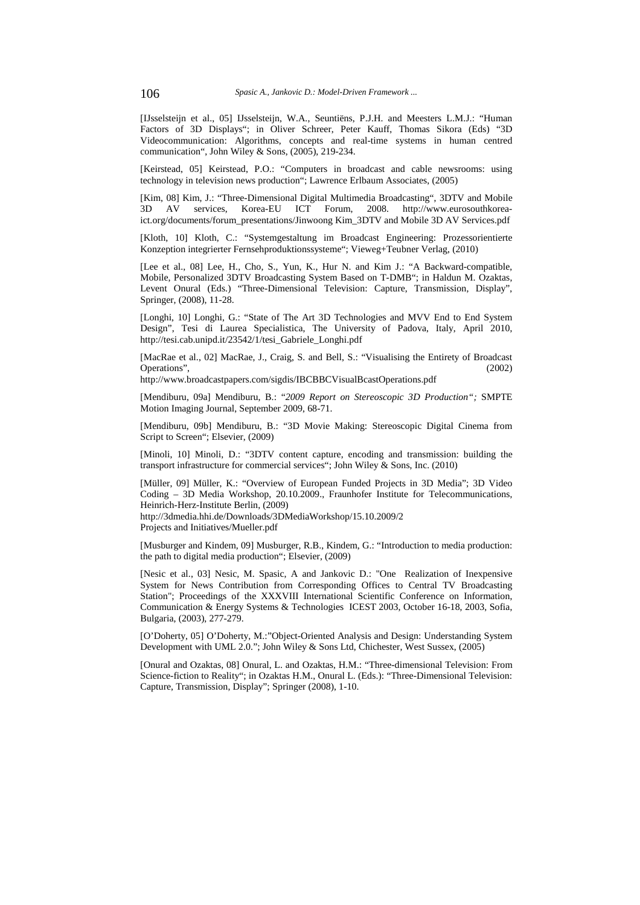[IJsselsteijn et al., 05] IJsselsteijn, W.A., Seuntiëns, P.J.H. and Meesters L.M.J.: "Human Factors of 3D Displays"; in Oliver Schreer, Peter Kauff, Thomas Sikora (Eds) "3D Videocommunication: Algorithms, concepts and real-time systems in human centred communication", John Wiley & Sons, (2005), 219-234.

[Keirstead, 05] Keirstead, P.O.: "Computers in broadcast and cable newsrooms: using technology in television news production"; Lawrence Erlbaum Associates, (2005)

[Kim, 08] Kim, J.: "Three-Dimensional Digital Multimedia Broadcasting", 3DTV and Mobile 3D AV services, Korea-EU ICT Forum, 2008. http://www.eurosouthkorea-ict.org/documents/forum_presentations/Jinwoong Kim_3DTV and Mobile 3D AV Services.pdf

[Kloth, 10] Kloth, C.: "Systemgestaltung im Broadcast Engineering: Prozessorientierte Konzeption integrierter Fernsehproduktionssysteme"; Vieweg+Teubner Verlag, (2010)

[Lee et al., 08] Lee, H., Cho, S., Yun, K., Hur N. and Kim J.: "A Backward-compatible, Mobile, Personalized 3DTV Broadcasting System Based on T-DMB"; in Haldun M. Ozaktas, Levent Onural (Eds.) "Three-Dimensional Television: Capture, Transmission, Display", Springer, (2008), 11-28.

[Longhi, 10] Longhi, G.: "State of The Art 3D Technologies and MVV End to End System Design", Tesi di Laurea Specialistica, The University of Padova, Italy, April 2010, http://tesi.cab.unipd.it/23542/1/tesi_Gabriele_Longhi.pdf

[MacRae et al., 02] MacRae, J., Craig, S. and Bell, S.: "Visualising the Entirety of Broadcast Operations", (2002) http://www.broadcastpapers.com/sigdis/IBCBBCVisualBcastOperations.pdf

[Mendiburu, 09a] Mendiburu, B.: "*2009 Report on Stereoscopic 3D Production";* SMPTE Motion Imaging Journal, September 2009, 68-71.

[Mendiburu, 09b] Mendiburu, B.: "3D Movie Making: Stereoscopic Digital Cinema from Script to Screen"; Elsevier, (2009)

[Minoli, 10] Minoli, D.: "3DTV content capture, encoding and transmission: building the transport infrastructure for commercial services"; John Wiley & Sons, Inc. (2010)

[Müller, 09] Müller, K.: "Overview of European Funded Projects in 3D Media"; 3D Video Coding – 3D Media Workshop, 20.10.2009., Fraunhofer Institute for Telecommunications, Heinrich-Herz-Institute Berlin, (2009) http://3dmedia.hhi.de/Downloads/3DMediaWorkshop/15.10.2009/2 Projects and Initiatives/Mueller.pdf

[Musburger and Kindem, 09] Musburger, R.B., Kindem, G.: "Introduction to media production: the path to digital media production"; Elsevier, (2009)

[Nesic et al., 03] Nesic, M. Spasic, A and Jankovic D.: "One Realization of Inexpensive System for News Contribution from Corresponding Offices to Central TV Broadcasting Station"; Proceedings of the XXXVIII International Scientific Conference on Information, Communication & Energy Systems & Technologies ICEST 2003, October 16-18, 2003, Sofia, Bulgaria, (2003), 277-279.

[O'Doherty, 05] O'Doherty, M.:"Object-Oriented Analysis and Design: Understanding System Development with UML 2.0."; John Wiley & Sons Ltd, Chichester, West Sussex, (2005)

[Onural and Ozaktas, 08] Onural, L. and Ozaktas, H.M.: "Three-dimensional Television: From Science-fiction to Reality"; in Ozaktas H.M., Onural L. (Eds.): "Three-Dimensional Television: Capture, Transmission, Display"; Springer (2008), 1-10.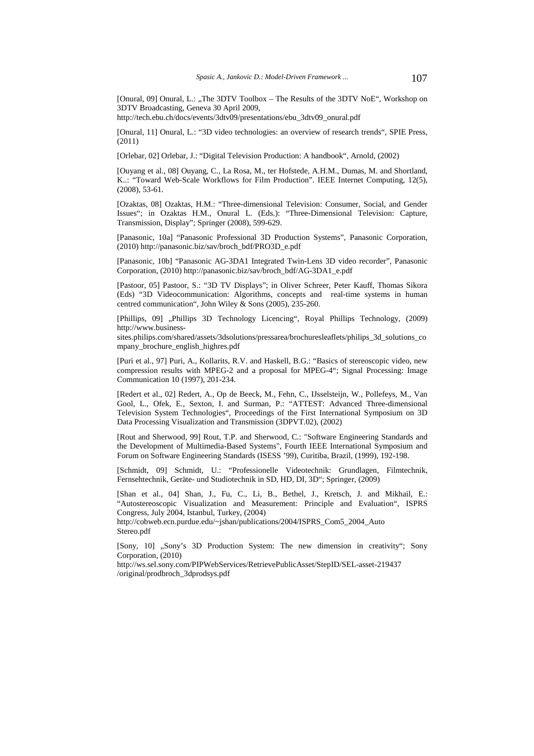[Onural, 09] Onural, L.: „The 3DTV Toolbox – The Results of the 3DTV NoE", Workshop on 3DTV Broadcasting, Geneva 30 April 2009, http://tech.ebu.ch/docs/events/3dtv09/presentations/ebu_3dtv09_onural.pdf

[Onural, 11] Onural, L.: "3D video technologies: an overview of research trends", SPIE Press, (2011)

[Orlebar, 02] Orlebar, J.: "Digital Television Production: A handbook", Arnold, (2002)

[Ouyang et al., 08] Ouyang, C., La Rosa, M., ter Hofstede, A.H.M., Dumas, M. and Shortland, K..: "Toward Web-Scale Workflows for Film Production". IEEE Internet Computing, 12(5), (2008), 53-61.

[Ozaktas, 08] Ozaktas, H.M.: "Three-dimensional Television: Consumer, Social, and Gender Issues"; in Ozaktas H.M., Onural L. (Eds.): "Three-Dimensional Television: Capture, Transmission, Display"; Springer (2008), 599-629.

[Panasonic, 10a] "Panasonic Professional 3D Production Systems", Panasonic Corporation, (2010) http://panasonic.biz/sav/broch_bdf/PRO3D_e.pdf

[Panasonic, 10b] "Panasonic AG-3DA1 Integrated Twin-Lens 3D video recorder", Panasonic Corporation, (2010) http://panasonic.biz/sav/broch_bdf/AG-3DA1_e.pdf

[Pastoor, 05] Pastoor, S.: "3D TV Displays"; in Oliver Schreer, Peter Kauff, Thomas Sikora (Eds) "3D Videocommunication: Algorithms, concepts and real-time systems in human centred communication", John Wiley & Sons (2005), 235-260.

[Phillips, 09] „Phillips 3D Technology Licencing", Royal Phillips Technology, (2009) http://www.business-sites.philips.com/shared/assets/3dsolutions/pressarea/brochuresleaflets/philips_3d_solutions_company_brochure_english_highres.pdf

[Puri et al., 97] Puri, A., Kollarits, R.V. and Haskell, B.G.: "Basics of stereoscopic video, new compression results with MPEG-2 and a proposal for MPEG-4"; Signal Processing: Image Communication 10 (1997), 201-234.

[Redert et al., 02] Redert, A., Op de Beeck, M., Fehn, C., IJsselsteijn, W., Pollefeys, M., Van Gool, L., Ofek, E., Sexton, I. and Surman, P.: "ATTEST: Advanced Three-dimensional Television System Technologies", Proceedings of the First International Symposium on 3D Data Processing Visualization and Transmission (3DPVT.02), (2002)

[Rout and Sherwood, 99] Rout, T.P. and Sherwood, C.: "Software Engineering Standards and the Development of Multimedia-Based Systems", Fourth IEEE International Symposium and Forum on Software Engineering Standards (ISESS '99), Curitiba, Brazil, (1999), 192-198.

[Schmidt, 09] Schmidt, U.: "Professionelle Videotechnik: Grundlagen, Filmtechnik, Fernsehtechnik, Geräte- und Studiotechnik in SD, HD, DI, 3D"; Springer, (2009)

[Shan et al., 04] Shan, J., Fu, C., Li, B., Bethel, J., Kretsch, J. and Mikhail, E.: "Autostereoscopic Visualization and Measurement: Principle and Evaluation", ISPRS Congress, July 2004, Istanbul, Turkey, (2004) http://cobweb.ecn.purdue.edu/~jshan/publications/2004/ISPRS_Com5_2004_AutoStereo.pdf

[Sony, 10] „Sony's 3D Production System: The new dimension in creativity"; Sony Corporation, (2010) http://ws.sel.sony.com/PIPWebServices/RetrievePublicAsset/StepID/SEL-asset-219437/original/prodbroch_3dprodsys.pdf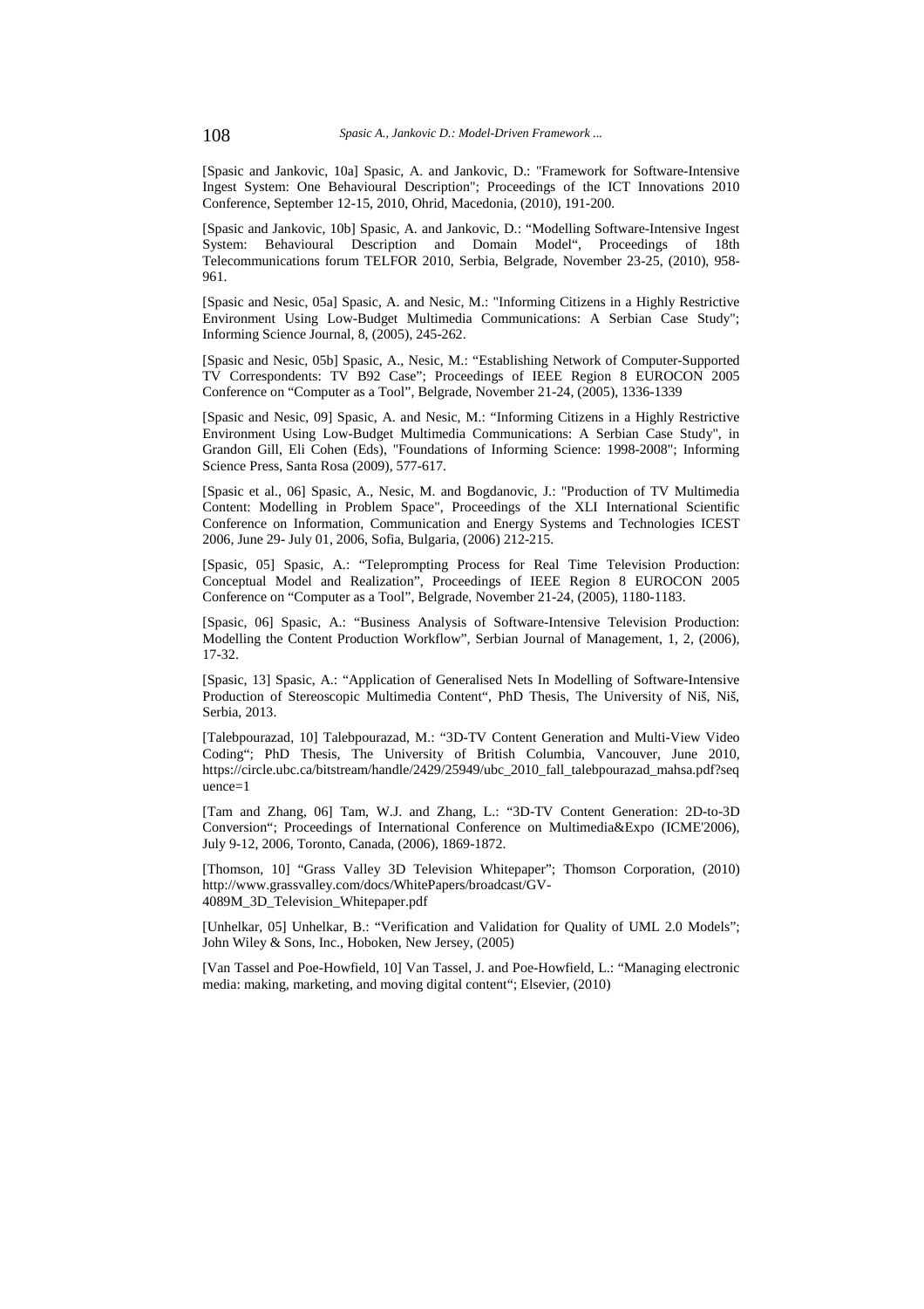[Spasic and Jankovic, 10a] Spasic, A. and Jankovic, D.: "Framework for Software-Intensive Ingest System: One Behavioural Description"; Proceedings of the ICT Innovations 2010 Conference, September 12-15, 2010, Ohrid, Macedonia, (2010), 191-200.

[Spasic and Jankovic, 10b] Spasic, A. and Jankovic, D.: "Modelling Software-Intensive Ingest System: Behavioural Description and Domain Model", Proceedings of 18th Telecommunications forum TELFOR 2010, Serbia, Belgrade, November 23-25, (2010), 958-961.

[Spasic and Nesic, 05a] Spasic, A. and Nesic, M.: "Informing Citizens in a Highly Restrictive Environment Using Low-Budget Multimedia Communications: A Serbian Case Study"; Informing Science Journal, 8, (2005), 245-262.

[Spasic and Nesic, 05b] Spasic, A., Nesic, M.: "Establishing Network of Computer-Supported TV Correspondents: TV B92 Case"; Proceedings of IEEE Region 8 EUROCON 2005 Conference on "Computer as a Tool", Belgrade, November 21-24, (2005), 1336-1339

[Spasic and Nesic, 09] Spasic, A. and Nesic, M.: "Informing Citizens in a Highly Restrictive Environment Using Low-Budget Multimedia Communications: A Serbian Case Study", in Grandon Gill, Eli Cohen (Eds), "Foundations of Informing Science: 1998-2008"; Informing Science Press, Santa Rosa (2009), 577-617.

[Spasic et al., 06] Spasic, A., Nesic, M. and Bogdanovic, J.: "Production of TV Multimedia Content: Modelling in Problem Space", Proceedings of the XLI International Scientific Conference on Information, Communication and Energy Systems and Technologies ICEST 2006, June 29- July 01, 2006, Sofia, Bulgaria, (2006) 212-215.

[Spasic, 05] Spasic, A.: "Teleprompting Process for Real Time Television Production: Conceptual Model and Realization", Proceedings of IEEE Region 8 EUROCON 2005 Conference on "Computer as a Tool", Belgrade, November 21-24, (2005), 1180-1183.

[Spasic, 06] Spasic, A.: "Business Analysis of Software-Intensive Television Production: Modelling the Content Production Workflow", Serbian Journal of Management, 1, 2, (2006), 17-32.

[Spasic, 13] Spasic, A.: "Application of Generalised Nets In Modelling of Software-Intensive Production of Stereoscopic Multimedia Content", PhD Thesis, The University of Niš, Niš, Serbia, 2013.

[Talebpourazad, 10] Talebpourazad, M.: "3D-TV Content Generation and Multi-View Video Coding"; PhD Thesis, The University of British Columbia, Vancouver, June 2010, https://circle.ubc.ca/bitstream/handle/2429/25949/ubc_2010_fall_talebpourazad_mahsa.pdf?sequence=1

[Tam and Zhang, 06] Tam, W.J. and Zhang, L.: "3D-TV Content Generation: 2D-to-3D Conversion"; Proceedings of International Conference on Multimedia&Expo (ICME'2006), July 9-12, 2006, Toronto, Canada, (2006), 1869-1872.

[Thomson, 10] "Grass Valley 3D Television Whitepaper"; Thomson Corporation, (2010) http://www.grassvalley.com/docs/WhitePapers/broadcast/GV-4089M_3D_Television_Whitepaper.pdf

[Unhelkar, 05] Unhelkar, B.: "Verification and Validation for Quality of UML 2.0 Models"; John Wiley & Sons, Inc., Hoboken, New Jersey, (2005)

[Van Tassel and Poe-Howfield, 10] Van Tassel, J. and Poe-Howfield, L.: "Managing electronic media: making, marketing, and moving digital content"; Elsevier, (2010)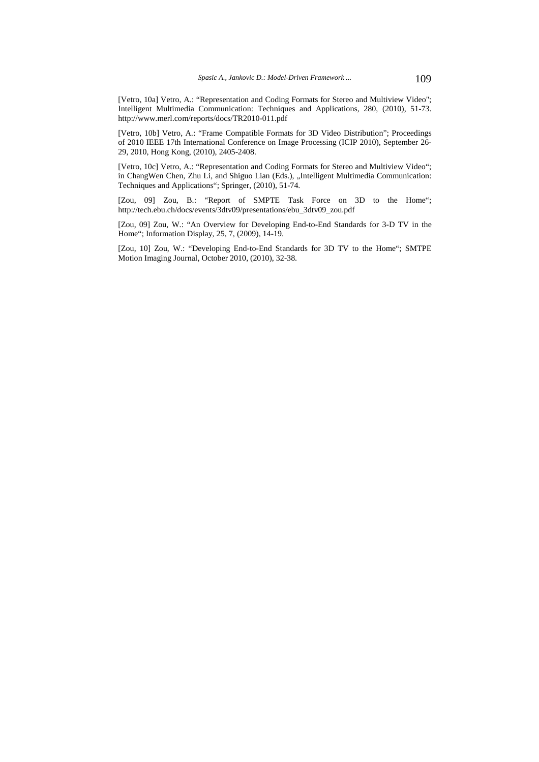[Vetro, 10a] Vetro, A.: “Representation and Coding Formats for Stereo and Multiview Video"; Intelligent Multimedia Communication: Techniques and Applications, 280, (2010), 51-73. http://www.merl.com/reports/docs/TR2010-011.pdf

[Vetro, 10b] Vetro, A.: “Frame Compatible Formats for 3D Video Distribution”; Proceedings of 2010 IEEE 17th International Conference on Image Processing (ICIP 2010), September 26-29, 2010, Hong Kong, (2010), 2405-2408.

[Vetro, 10c] Vetro, A.: “Representation and Coding Formats for Stereo and Multiview Video“; in ChangWen Chen, Zhu Li, and Shiguo Lian (Eds.), „Intelligent Multimedia Communication: Techniques and Applications“; Springer, (2010), 51-74.

[Zou, 09] Zou, B.: “Report of SMPTE Task Force on 3D to the Home“; http://tech.ebu.ch/docs/events/3dtv09/presentations/ebu_3dtv09_zou.pdf

[Zou, 09] Zou, W.: “An Overview for Developing End-to-End Standards for 3-D TV in the Home“; Information Display, 25, 7, (2009), 14-19.

[Zou, 10] Zou, W.: “Developing End-to-End Standards for 3D TV to the Home“; SMTPE Motion Imaging Journal, October 2010, (2010), 32-38.